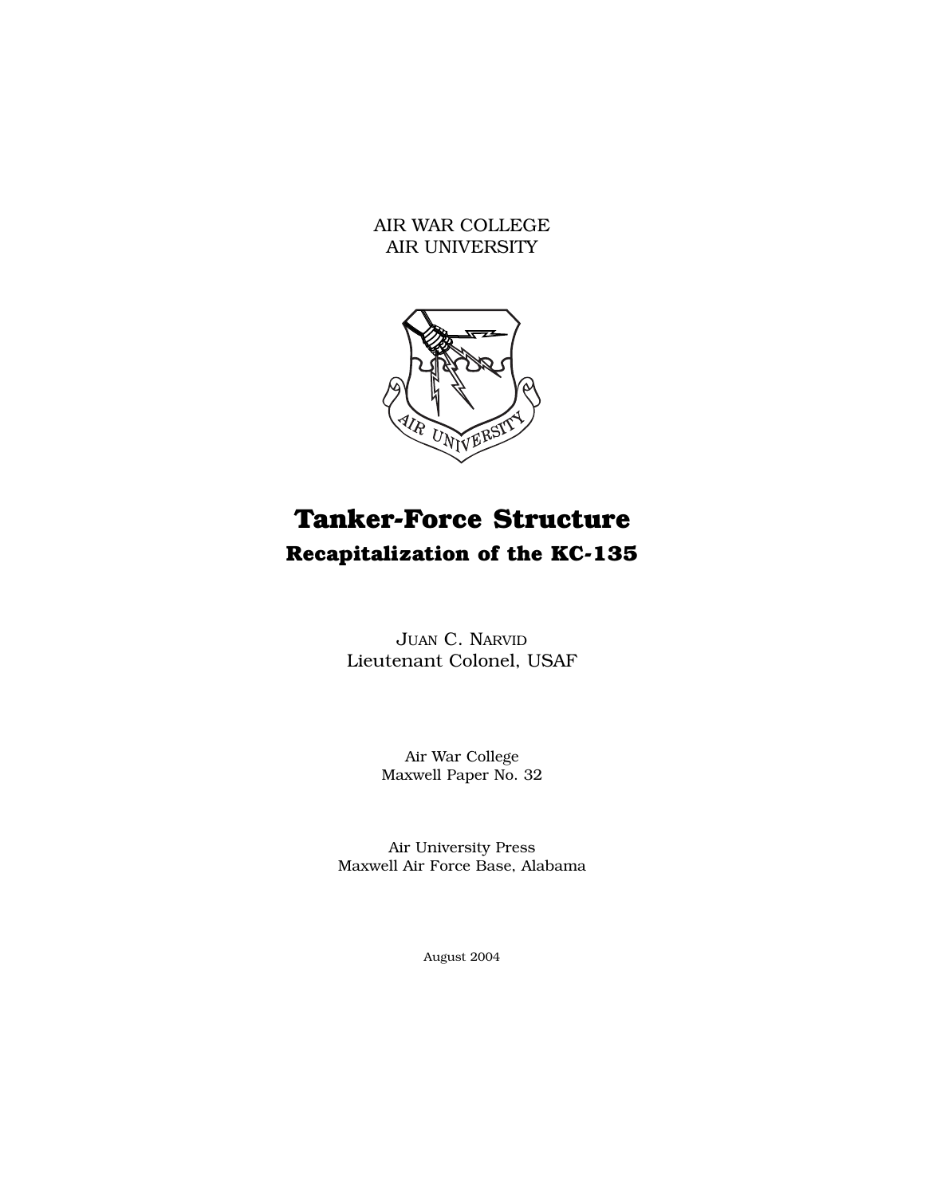AIR WAR COLLEGE
AIR UNIVERSITY

# Tanker-Force Structure

## Recapitalization of the KC-135

JUAN C. NARVID
Lieutenant Colonel, USAF

Air War College
Maxwell Paper No. 32

Air University Press
Maxwell Air Force Base, Alabama

August 2004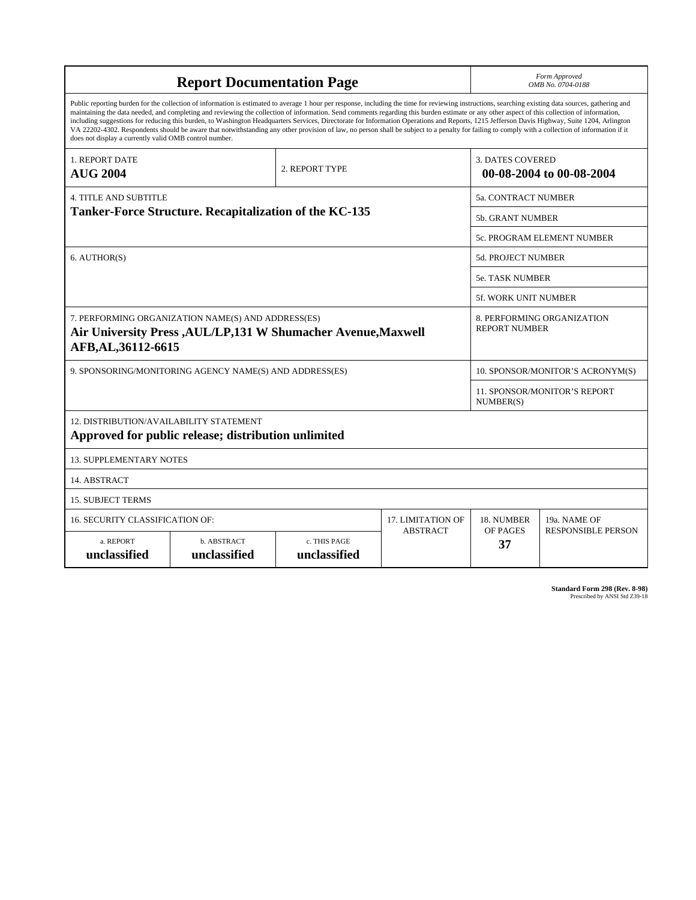# Report Documentation Page

*Form Approved*
*OMB No. 0704-0188*

Public reporting burden for the collection of information is estimated to average 1 hour per response, including the time for reviewing instructions, searching existing data sources, gathering and maintaining the data needed, and completing and reviewing the collection of information. Send comments regarding this burden estimate or any other aspect of this collection of information, including suggestions for reducing this burden, to Washington Headquarters Services, Directorate for Information Operations and Reports, 1215 Jefferson Davis Highway, Suite 1204, Arlington VA 22202-4302. Respondents should be aware that notwithstanding any other provision of law, no person shall be subject to a penalty for failing to comply with a collection of information if it does not display a currently valid OMB control number.

| 1. REPORT DATE | 2. REPORT TYPE | 3. DATES COVERED |
|---|---|---|
| **AUG 2004** | | **00-08-2004 to 00-08-2004** |

| 4. TITLE AND SUBTITLE | |
|---|---|
| **Tanker-Force Structure. Recapitalization of the KC-135** | 5a. CONTRACT NUMBER |
| | 5b. GRANT NUMBER |
| | 5c. PROGRAM ELEMENT NUMBER |
| 6. AUTHOR(S) | 5d. PROJECT NUMBER |
| | 5e. TASK NUMBER |
| | 5f. WORK UNIT NUMBER |
| 7. PERFORMING ORGANIZATION NAME(S) AND ADDRESS(ES) **Air University Press ,AUL/LP,131 W Shumacher Avenue,Maxwell AFB,AL,36112-6615** | 8. PERFORMING ORGANIZATION REPORT NUMBER |
| 9. SPONSORING/MONITORING AGENCY NAME(S) AND ADDRESS(ES) | 10. SPONSOR/MONITOR'S ACRONYM(S) |
| | 11. SPONSOR/MONITOR'S REPORT NUMBER(S) |

12. DISTRIBUTION/AVAILABILITY STATEMENT
**Approved for public release; distribution unlimited**

13. SUPPLEMENTARY NOTES

14. ABSTRACT

15. SUBJECT TERMS

| 16. SECURITY CLASSIFICATION OF: | | | 17. LIMITATION OF ABSTRACT | 18. NUMBER OF PAGES | 19a. NAME OF RESPONSIBLE PERSON |
|---|---|---|---|---|---|
| a. REPORT | b. ABSTRACT | c. THIS PAGE | | | |
| **unclassified** | **unclassified** | **unclassified** | | **37** | |

**Standard Form 298 (Rev. 8-98)**
Prescribed by ANSI Std Z39-18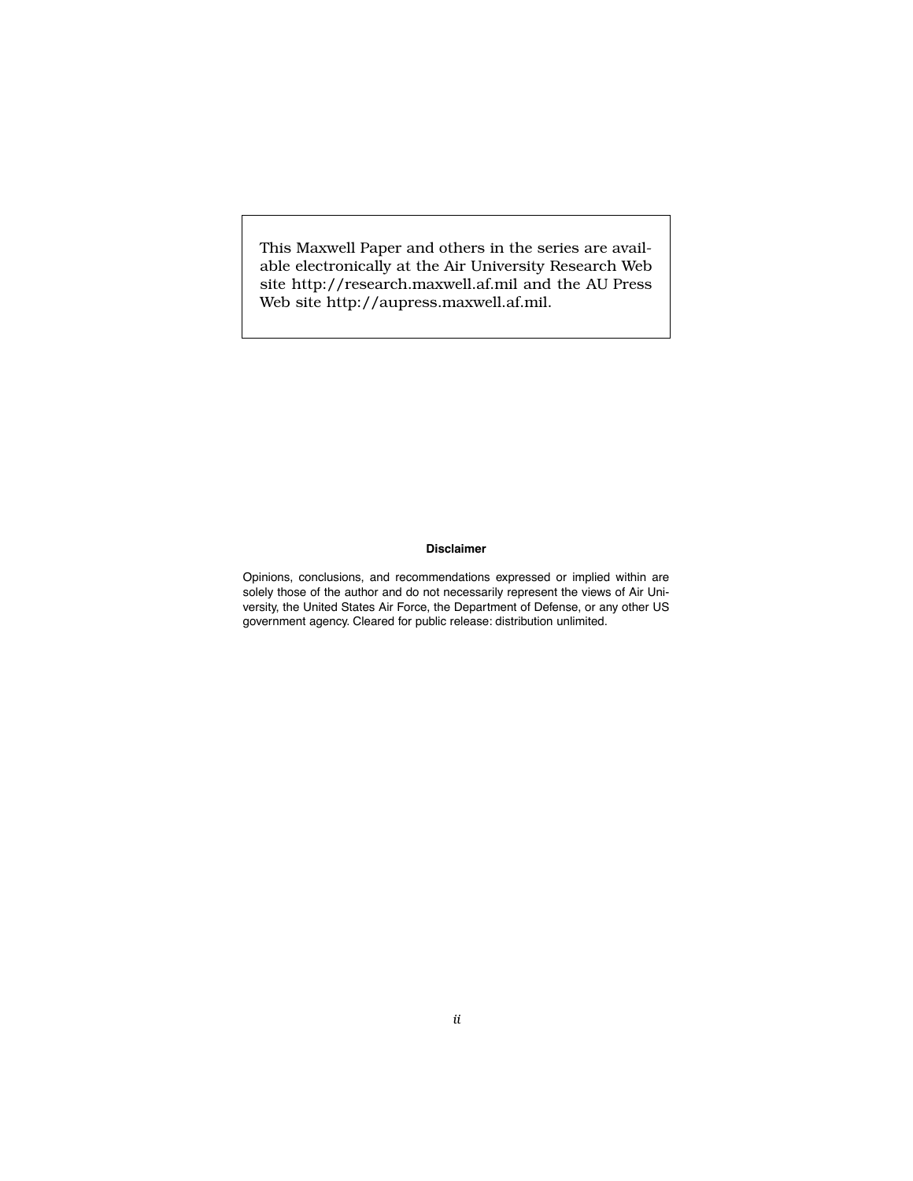This Maxwell Paper and others in the series are available electronically at the Air University Research Web site http://research.maxwell.af.mil and the AU Press Web site http://aupress.maxwell.af.mil.

**Disclaimer**

Opinions, conclusions, and recommendations expressed or implied within are solely those of the author and do not necessarily represent the views of Air University, the United States Air Force, the Department of Defense, or any other US government agency. Cleared for public release: distribution unlimited.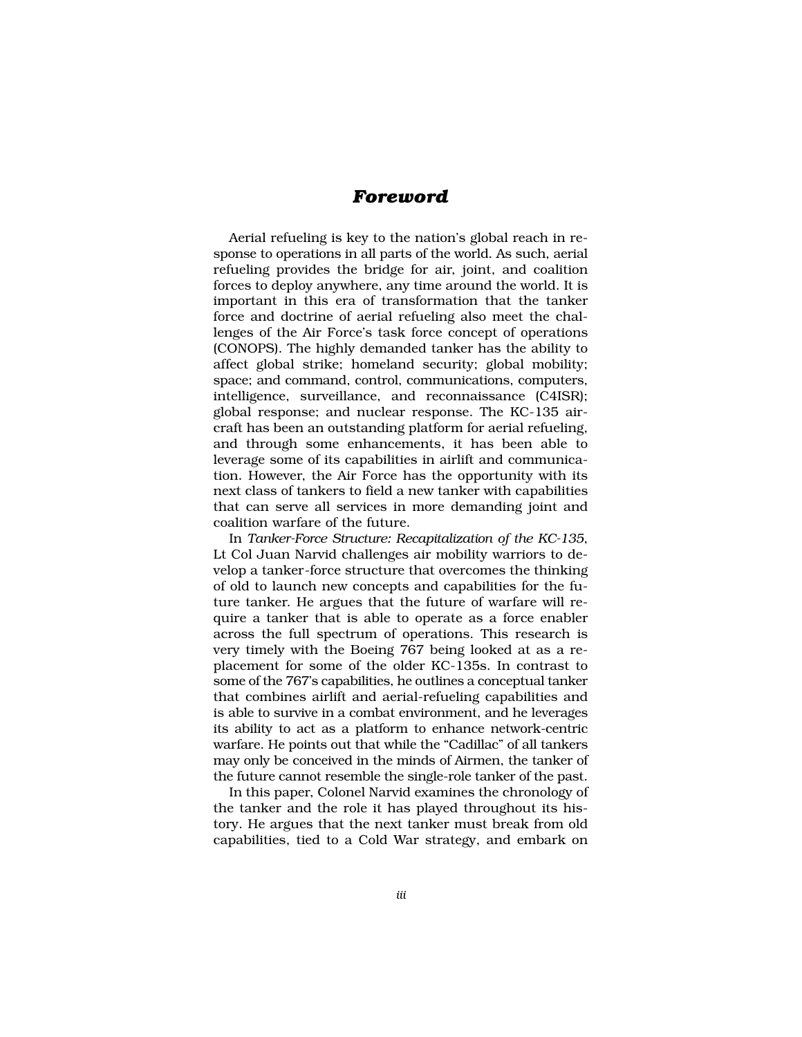# *Foreword*

Aerial refueling is key to the nation's global reach in response to operations in all parts of the world. As such, aerial refueling provides the bridge for air, joint, and coalition forces to deploy anywhere, any time around the world. It is important in this era of transformation that the tanker force and doctrine of aerial refueling also meet the challenges of the Air Force's task force concept of operations (CONOPS). The highly demanded tanker has the ability to affect global strike; homeland security; global mobility; space; and command, control, communications, computers, intelligence, surveillance, and reconnaissance (C4ISR); global response; and nuclear response. The KC-135 aircraft has been an outstanding platform for aerial refueling, and through some enhancements, it has been able to leverage some of its capabilities in airlift and communication. However, the Air Force has the opportunity with its next class of tankers to field a new tanker with capabilities that can serve all services in more demanding joint and coalition warfare of the future.

In *Tanker-Force Structure: Recapitalization of the KC-135*, Lt Col Juan Narvid challenges air mobility warriors to develop a tanker-force structure that overcomes the thinking of old to launch new concepts and capabilities for the future tanker. He argues that the future of warfare will require a tanker that is able to operate as a force enabler across the full spectrum of operations. This research is very timely with the Boeing 767 being looked at as a replacement for some of the older KC-135s. In contrast to some of the 767's capabilities, he outlines a conceptual tanker that combines airlift and aerial-refueling capabilities and is able to survive in a combat environment, and he leverages its ability to act as a platform to enhance network-centric warfare. He points out that while the "Cadillac" of all tankers may only be conceived in the minds of Airmen, the tanker of the future cannot resemble the single-role tanker of the past.

In this paper, Colonel Narvid examines the chronology of the tanker and the role it has played throughout its history. He argues that the next tanker must break from old capabilities, tied to a Cold War strategy, and embark on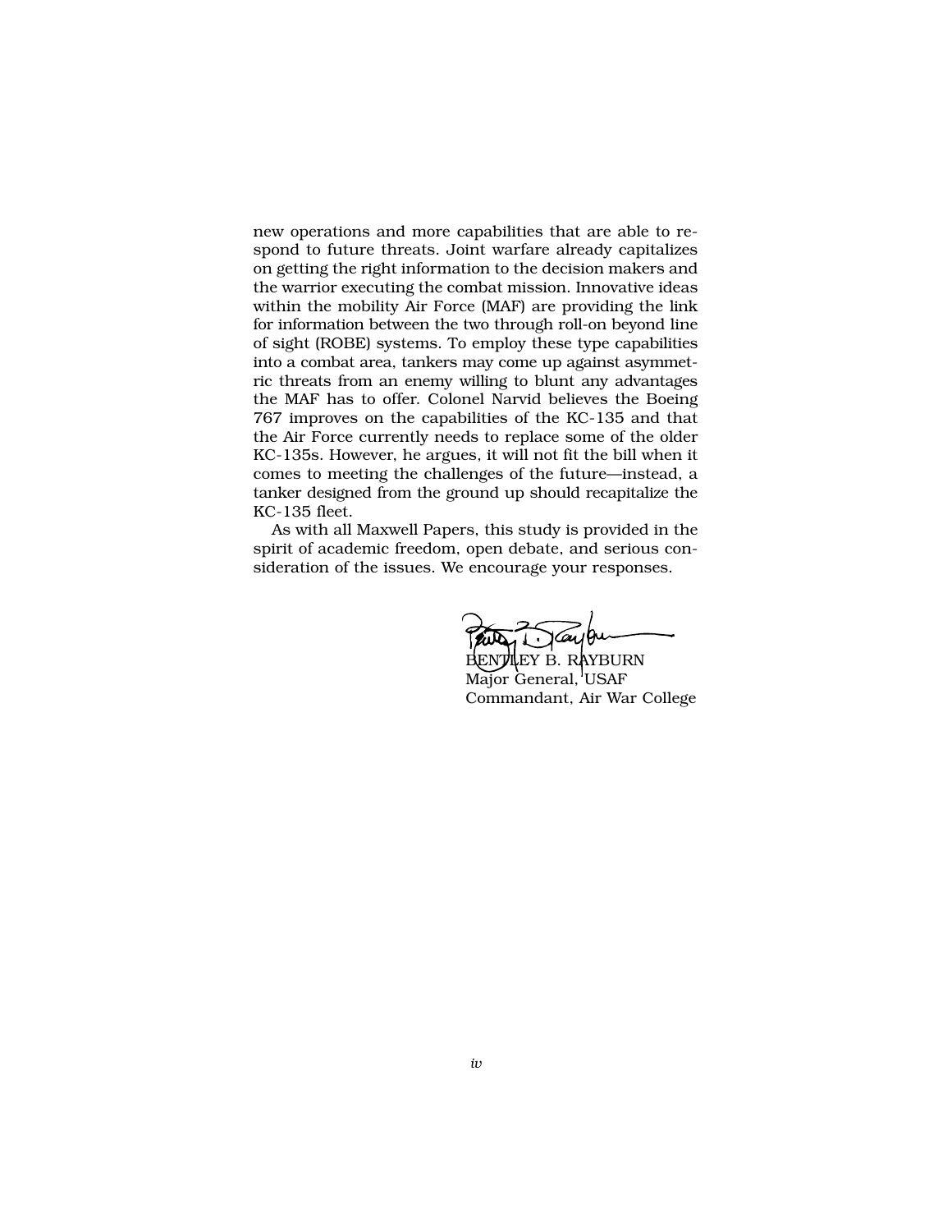new operations and more capabilities that are able to respond to future threats. Joint warfare already capitalizes on getting the right information to the decision makers and the warrior executing the combat mission. Innovative ideas within the mobility Air Force (MAF) are providing the link for information between the two through roll-on beyond line of sight (ROBE) systems. To employ these type capabilities into a combat area, tankers may come up against asymmetric threats from an enemy willing to blunt any advantages the MAF has to offer. Colonel Narvid believes the Boeing 767 improves on the capabilities of the KC-135 and that the Air Force currently needs to replace some of the older KC-135s. However, he argues, it will not fit the bill when it comes to meeting the challenges of the future—instead, a tanker designed from the ground up should recapitalize the KC-135 fleet.

As with all Maxwell Papers, this study is provided in the spirit of academic freedom, open debate, and serious consideration of the issues. We encourage your responses.

BENTLEY B. RAYBURN  
Major General, USAF  
Commandant, Air War College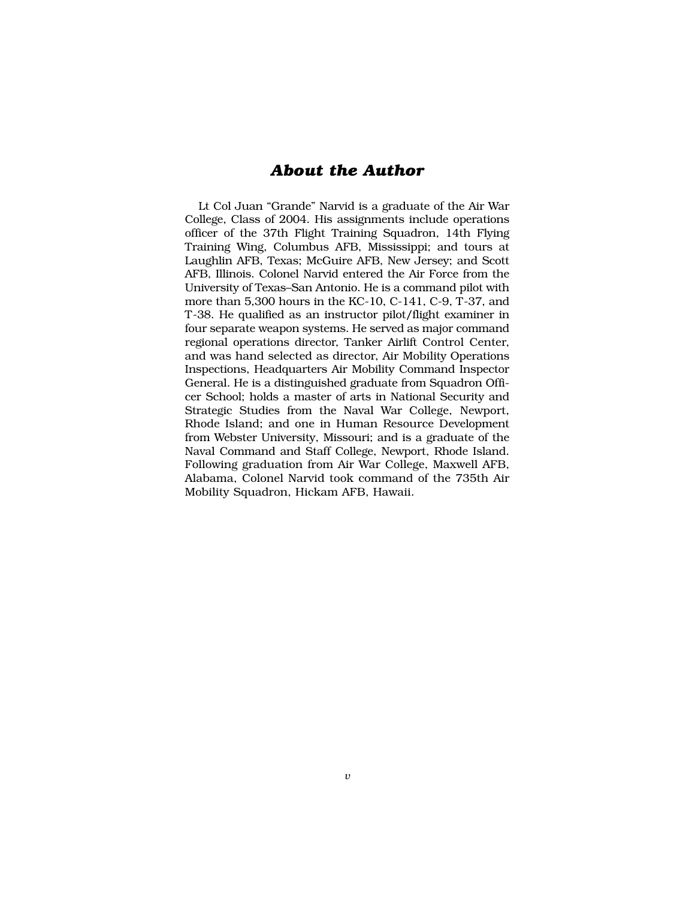## *About the Author*

Lt Col Juan "Grande" Narvid is a graduate of the Air War College, Class of 2004. His assignments include operations officer of the 37th Flight Training Squadron, 14th Flying Training Wing, Columbus AFB, Mississippi; and tours at Laughlin AFB, Texas; McGuire AFB, New Jersey; and Scott AFB, Illinois. Colonel Narvid entered the Air Force from the University of Texas–San Antonio. He is a command pilot with more than 5,300 hours in the KC-10, C-141, C-9, T-37, and T-38. He qualified as an instructor pilot/flight examiner in four separate weapon systems. He served as major command regional operations director, Tanker Airlift Control Center, and was hand selected as director, Air Mobility Operations Inspections, Headquarters Air Mobility Command Inspector General. He is a distinguished graduate from Squadron Officer School; holds a master of arts in National Security and Strategic Studies from the Naval War College, Newport, Rhode Island; and one in Human Resource Development from Webster University, Missouri; and is a graduate of the Naval Command and Staff College, Newport, Rhode Island. Following graduation from Air War College, Maxwell AFB, Alabama, Colonel Narvid took command of the 735th Air Mobility Squadron, Hickam AFB, Hawaii.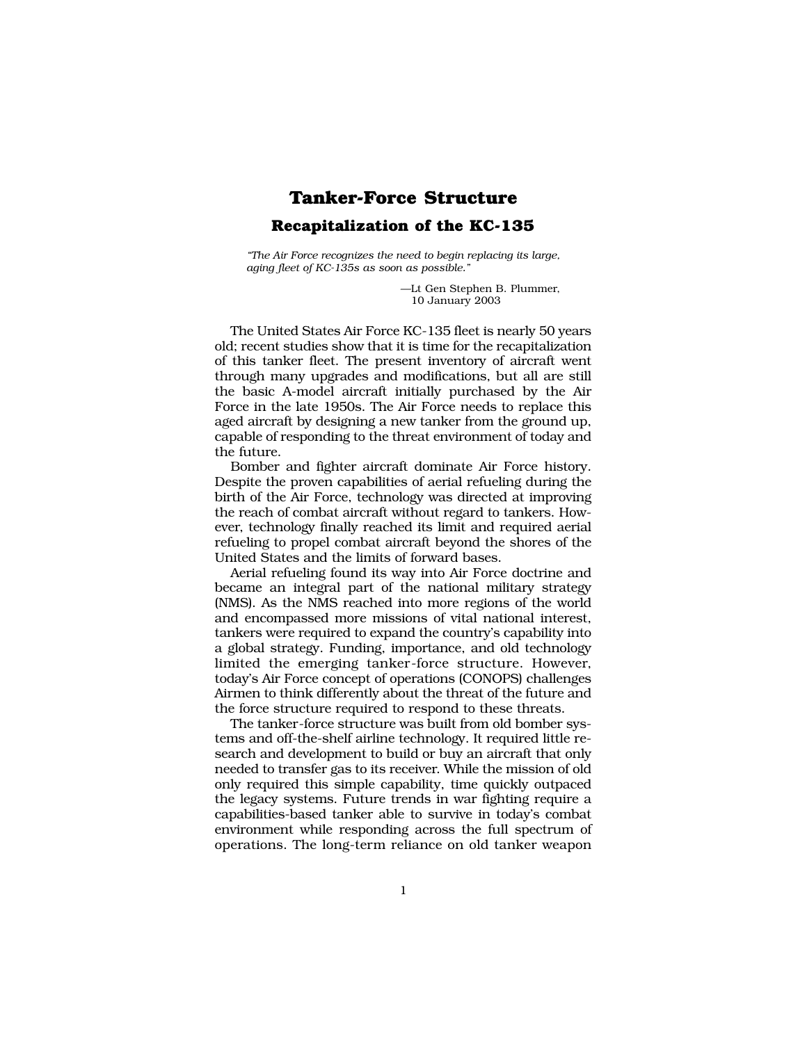# Tanker-Force Structure

## Recapitalization of the KC-135

> *"The Air Force recognizes the need to begin replacing its large, aging fleet of KC-135s as soon as possible."*
>
> —Lt Gen Stephen B. Plummer, 10 January 2003

The United States Air Force KC-135 fleet is nearly 50 years old; recent studies show that it is time for the recapitalization of this tanker fleet. The present inventory of aircraft went through many upgrades and modifications, but all are still the basic A-model aircraft initially purchased by the Air Force in the late 1950s. The Air Force needs to replace this aged aircraft by designing a new tanker from the ground up, capable of responding to the threat environment of today and the future.

Bomber and fighter aircraft dominate Air Force history. Despite the proven capabilities of aerial refueling during the birth of the Air Force, technology was directed at improving the reach of combat aircraft without regard to tankers. However, technology finally reached its limit and required aerial refueling to propel combat aircraft beyond the shores of the United States and the limits of forward bases.

Aerial refueling found its way into Air Force doctrine and became an integral part of the national military strategy (NMS). As the NMS reached into more regions of the world and encompassed more missions of vital national interest, tankers were required to expand the country's capability into a global strategy. Funding, importance, and old technology limited the emerging tanker-force structure. However, today's Air Force concept of operations (CONOPS) challenges Airmen to think differently about the threat of the future and the force structure required to respond to these threats.

The tanker-force structure was built from old bomber systems and off-the-shelf airline technology. It required little research and development to build or buy an aircraft that only needed to transfer gas to its receiver. While the mission of old only required this simple capability, time quickly outpaced the legacy systems. Future trends in war fighting require a capabilities-based tanker able to survive in today's combat environment while responding across the full spectrum of operations. The long-term reliance on old tanker weapon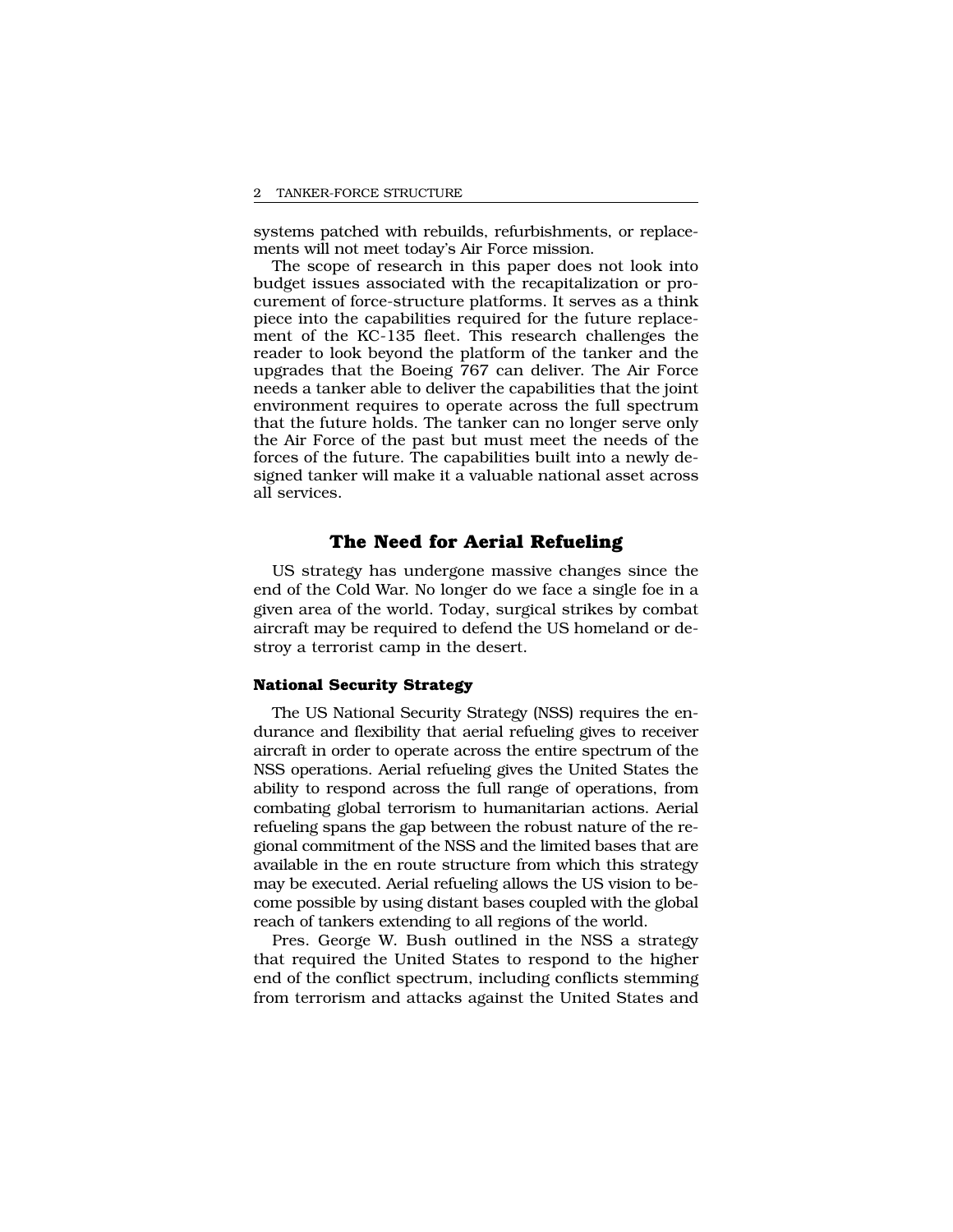systems patched with rebuilds, refurbishments, or replacements will not meet today's Air Force mission.

The scope of research in this paper does not look into budget issues associated with the recapitalization or procurement of force-structure platforms. It serves as a think piece into the capabilities required for the future replacement of the KC-135 fleet. This research challenges the reader to look beyond the platform of the tanker and the upgrades that the Boeing 767 can deliver. The Air Force needs a tanker able to deliver the capabilities that the joint environment requires to operate across the full spectrum that the future holds. The tanker can no longer serve only the Air Force of the past but must meet the needs of the forces of the future. The capabilities built into a newly designed tanker will make it a valuable national asset across all services.

## The Need for Aerial Refueling

US strategy has undergone massive changes since the end of the Cold War. No longer do we face a single foe in a given area of the world. Today, surgical strikes by combat aircraft may be required to defend the US homeland or destroy a terrorist camp in the desert.

### National Security Strategy

The US National Security Strategy (NSS) requires the endurance and flexibility that aerial refueling gives to receiver aircraft in order to operate across the entire spectrum of the NSS operations. Aerial refueling gives the United States the ability to respond across the full range of operations, from combating global terrorism to humanitarian actions. Aerial refueling spans the gap between the robust nature of the regional commitment of the NSS and the limited bases that are available in the en route structure from which this strategy may be executed. Aerial refueling allows the US vision to become possible by using distant bases coupled with the global reach of tankers extending to all regions of the world.

Pres. George W. Bush outlined in the NSS a strategy that required the United States to respond to the higher end of the conflict spectrum, including conflicts stemming from terrorism and attacks against the United States and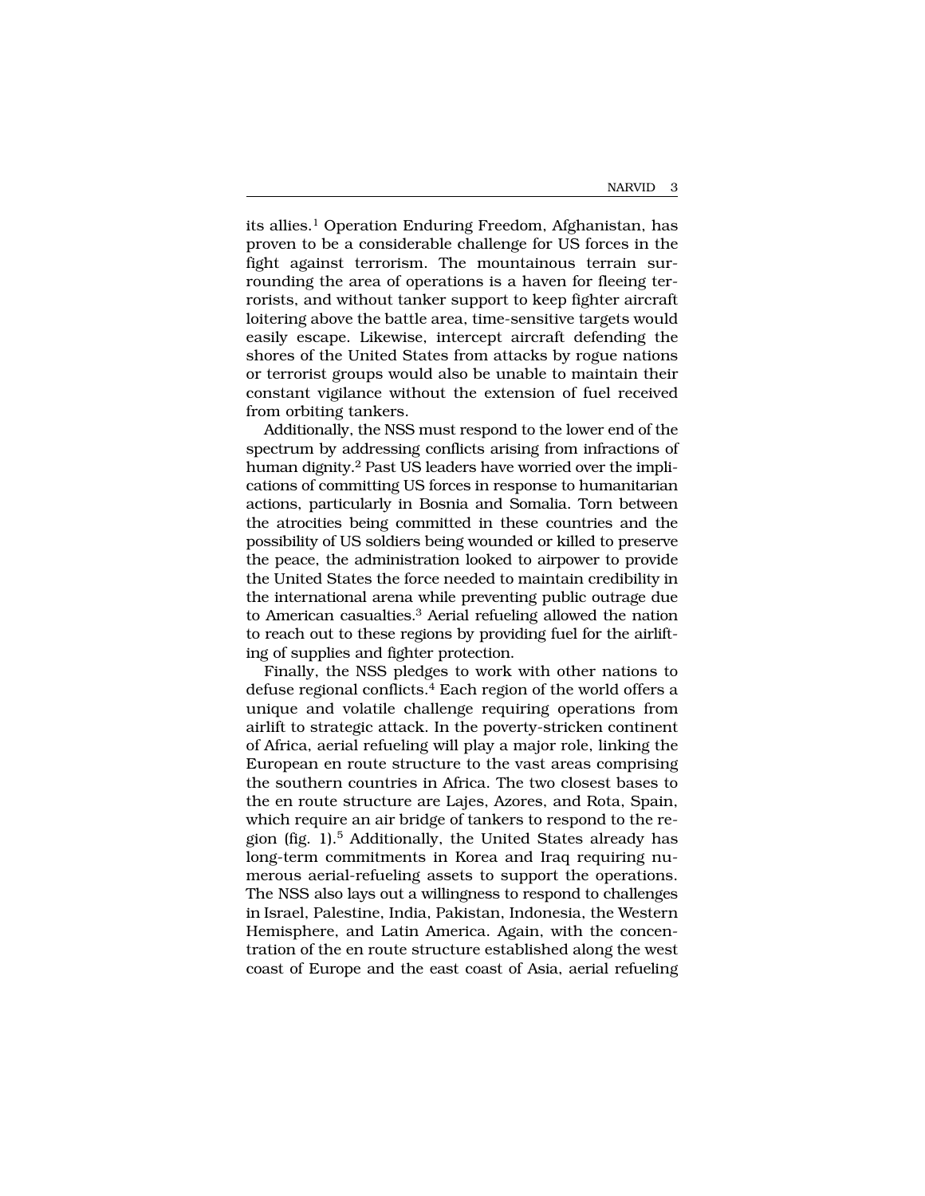its allies.[1] Operation Enduring Freedom, Afghanistan, has proven to be a considerable challenge for US forces in the fight against terrorism. The mountainous terrain surrounding the area of operations is a haven for fleeing terrorists, and without tanker support to keep fighter aircraft loitering above the battle area, time-sensitive targets would easily escape. Likewise, intercept aircraft defending the shores of the United States from attacks by rogue nations or terrorist groups would also be unable to maintain their constant vigilance without the extension of fuel received from orbiting tankers.

Additionally, the NSS must respond to the lower end of the spectrum by addressing conflicts arising from infractions of human dignity.[2] Past US leaders have worried over the implications of committing US forces in response to humanitarian actions, particularly in Bosnia and Somalia. Torn between the atrocities being committed in these countries and the possibility of US soldiers being wounded or killed to preserve the peace, the administration looked to airpower to provide the United States the force needed to maintain credibility in the international arena while preventing public outrage due to American casualties.[3] Aerial refueling allowed the nation to reach out to these regions by providing fuel for the airlifting of supplies and fighter protection.

Finally, the NSS pledges to work with other nations to defuse regional conflicts.[4] Each region of the world offers a unique and volatile challenge requiring operations from airlift to strategic attack. In the poverty-stricken continent of Africa, aerial refueling will play a major role, linking the European en route structure to the vast areas comprising the southern countries in Africa. The two closest bases to the en route structure are Lajes, Azores, and Rota, Spain, which require an air bridge of tankers to respond to the region (fig. 1).[5] Additionally, the United States already has long-term commitments in Korea and Iraq requiring numerous aerial-refueling assets to support the operations. The NSS also lays out a willingness to respond to challenges in Israel, Palestine, India, Pakistan, Indonesia, the Western Hemisphere, and Latin America. Again, with the concentration of the en route structure established along the west coast of Europe and the east coast of Asia, aerial refueling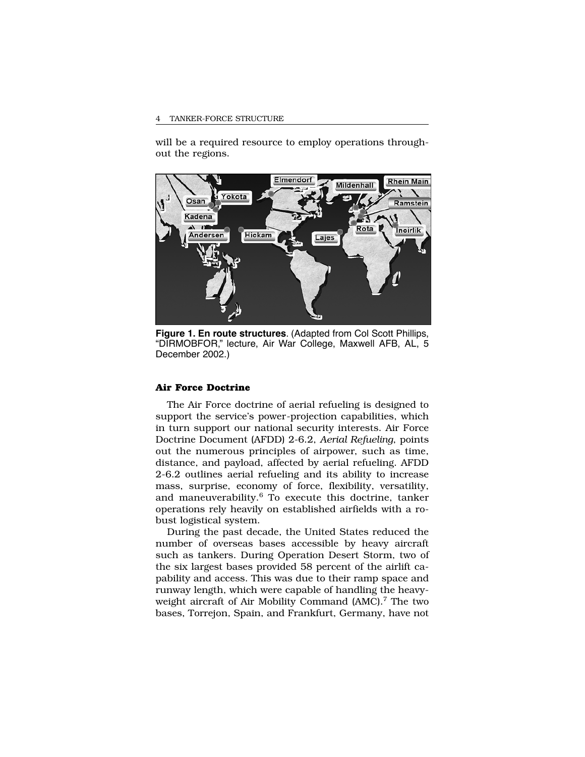will be a required resource to employ operations throughout the regions.

**Figure 1. En route structures**. (Adapted from Col Scott Phillips, "DIRMOBFOR," lecture, Air War College, Maxwell AFB, AL, 5 December 2002.)

### Air Force Doctrine

The Air Force doctrine of aerial refueling is designed to support the service's power-projection capabilities, which in turn support our national security interests. Air Force Doctrine Document (AFDD) 2-6.2, *Aerial Refueling*, points out the numerous principles of airpower, such as time, distance, and payload, affected by aerial refueling. AFDD 2-6.2 outlines aerial refueling and its ability to increase mass, surprise, economy of force, flexibility, versatility, and maneuverability.[6] To execute this doctrine, tanker operations rely heavily on established airfields with a robust logistical system.

During the past decade, the United States reduced the number of overseas bases accessible by heavy aircraft such as tankers. During Operation Desert Storm, two of the six largest bases provided 58 percent of the airlift capability and access. This was due to their ramp space and runway length, which were capable of handling the heavyweight aircraft of Air Mobility Command (AMC).[7] The two bases, Torrejon, Spain, and Frankfurt, Germany, have not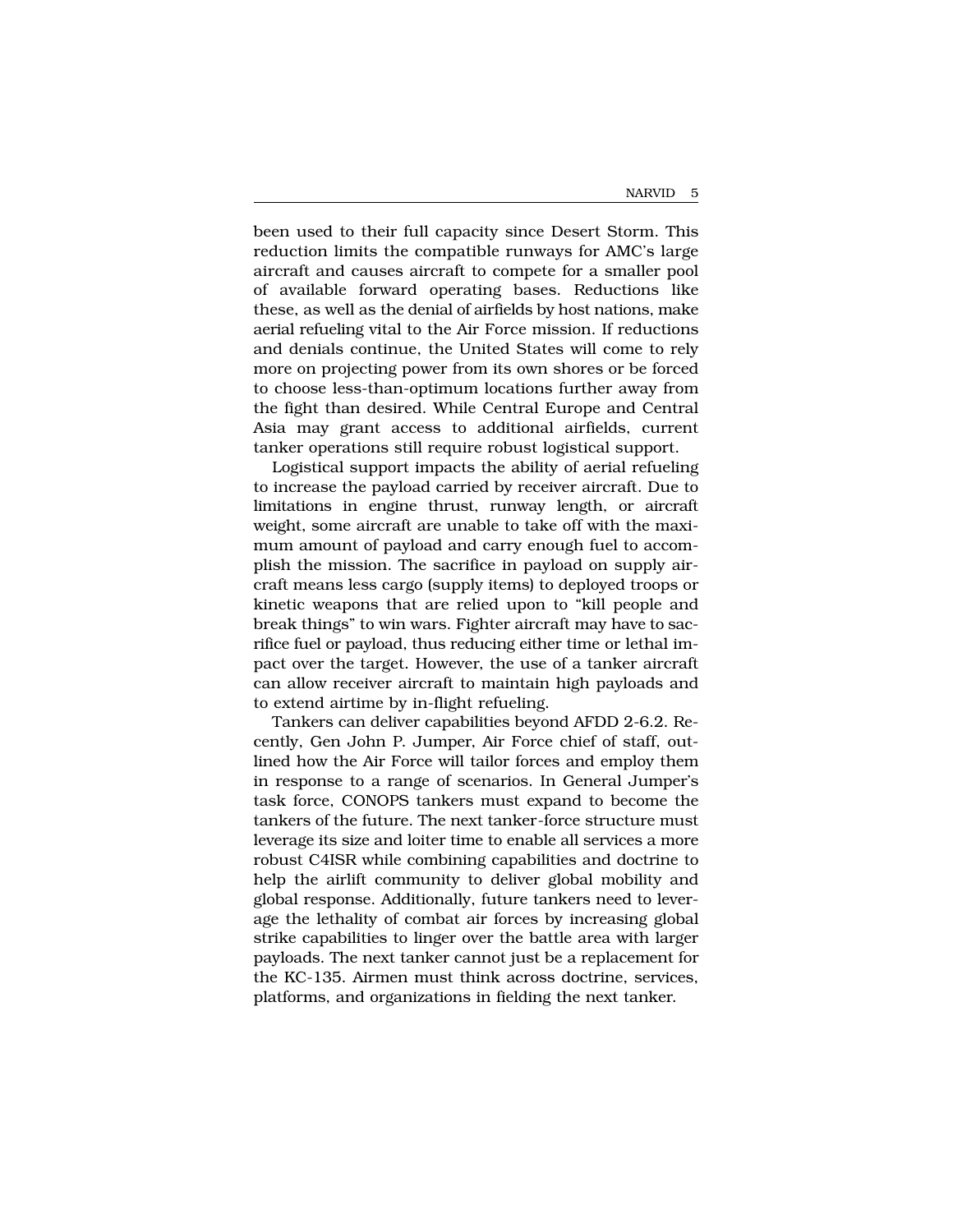been used to their full capacity since Desert Storm. This reduction limits the compatible runways for AMC's large aircraft and causes aircraft to compete for a smaller pool of available forward operating bases. Reductions like these, as well as the denial of airfields by host nations, make aerial refueling vital to the Air Force mission. If reductions and denials continue, the United States will come to rely more on projecting power from its own shores or be forced to choose less-than-optimum locations further away from the fight than desired. While Central Europe and Central Asia may grant access to additional airfields, current tanker operations still require robust logistical support.

Logistical support impacts the ability of aerial refueling to increase the payload carried by receiver aircraft. Due to limitations in engine thrust, runway length, or aircraft weight, some aircraft are unable to take off with the maximum amount of payload and carry enough fuel to accomplish the mission. The sacrifice in payload on supply aircraft means less cargo (supply items) to deployed troops or kinetic weapons that are relied upon to "kill people and break things" to win wars. Fighter aircraft may have to sacrifice fuel or payload, thus reducing either time or lethal impact over the target. However, the use of a tanker aircraft can allow receiver aircraft to maintain high payloads and to extend airtime by in-flight refueling.

Tankers can deliver capabilities beyond AFDD 2-6.2. Recently, Gen John P. Jumper, Air Force chief of staff, outlined how the Air Force will tailor forces and employ them in response to a range of scenarios. In General Jumper's task force, CONOPS tankers must expand to become the tankers of the future. The next tanker-force structure must leverage its size and loiter time to enable all services a more robust C4ISR while combining capabilities and doctrine to help the airlift community to deliver global mobility and global response. Additionally, future tankers need to leverage the lethality of combat air forces by increasing global strike capabilities to linger over the battle area with larger payloads. The next tanker cannot just be a replacement for the KC-135. Airmen must think across doctrine, services, platforms, and organizations in fielding the next tanker.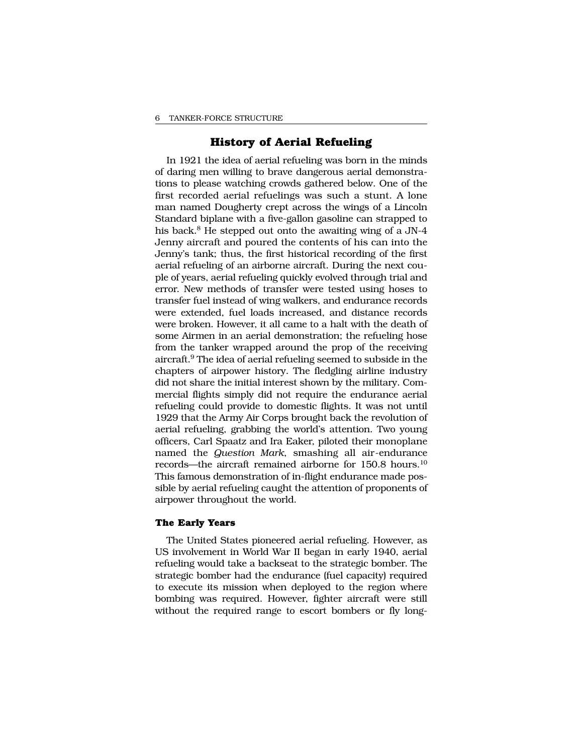## History of Aerial Refueling

In 1921 the idea of aerial refueling was born in the minds of daring men willing to brave dangerous aerial demonstrations to please watching crowds gathered below. One of the first recorded aerial refuelings was such a stunt. A lone man named Dougherty crept across the wings of a Lincoln Standard biplane with a five-gallon gasoline can strapped to his back.[8] He stepped out onto the awaiting wing of a JN-4 Jenny aircraft and poured the contents of his can into the Jenny's tank; thus, the first historical recording of the first aerial refueling of an airborne aircraft. During the next couple of years, aerial refueling quickly evolved through trial and error. New methods of transfer were tested using hoses to transfer fuel instead of wing walkers, and endurance records were extended, fuel loads increased, and distance records were broken. However, it all came to a halt with the death of some Airmen in an aerial demonstration; the refueling hose from the tanker wrapped around the prop of the receiving aircraft.[9] The idea of aerial refueling seemed to subside in the chapters of airpower history. The fledgling airline industry did not share the initial interest shown by the military. Commercial flights simply did not require the endurance aerial refueling could provide to domestic flights. It was not until 1929 that the Army Air Corps brought back the revolution of aerial refueling, grabbing the world's attention. Two young officers, Carl Spaatz and Ira Eaker, piloted their monoplane named the *Question Mark*, smashing all air-endurance records—the aircraft remained airborne for 150.8 hours.[10] This famous demonstration of in-flight endurance made possible by aerial refueling caught the attention of proponents of airpower throughout the world.

### The Early Years

The United States pioneered aerial refueling. However, as US involvement in World War II began in early 1940, aerial refueling would take a backseat to the strategic bomber. The strategic bomber had the endurance (fuel capacity) required to execute its mission when deployed to the region where bombing was required. However, fighter aircraft were still without the required range to escort bombers or fly long-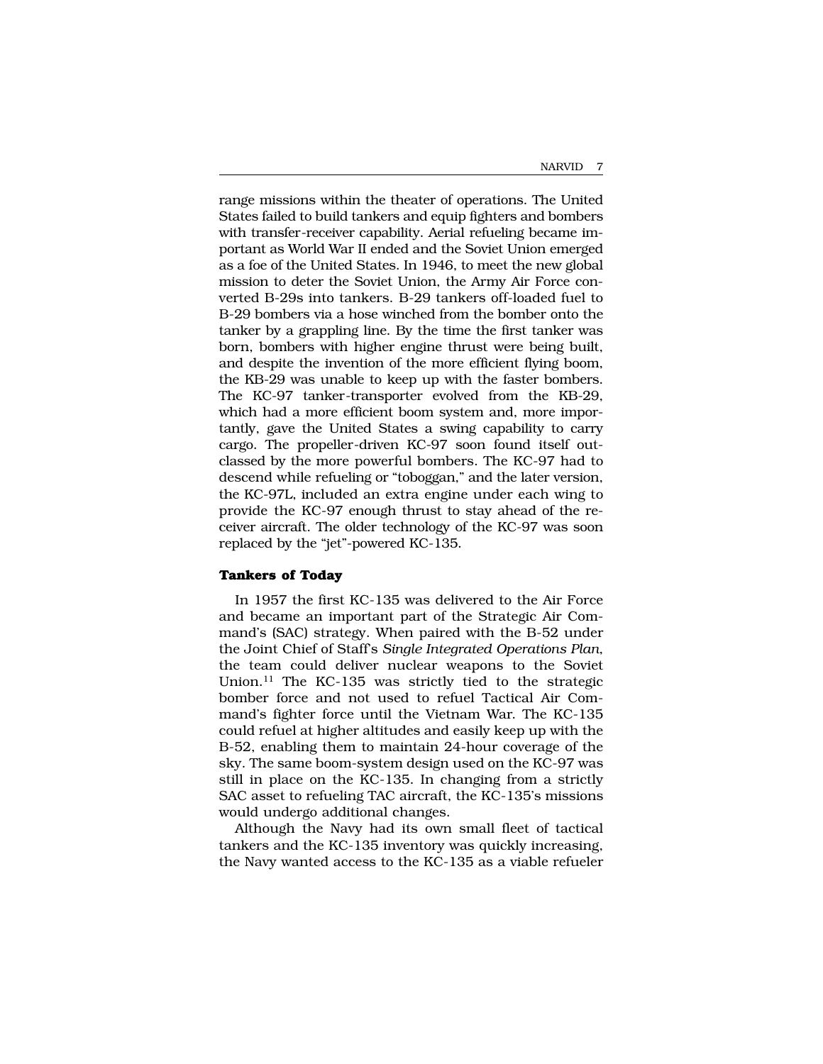range missions within the theater of operations. The United States failed to build tankers and equip fighters and bombers with transfer-receiver capability. Aerial refueling became important as World War II ended and the Soviet Union emerged as a foe of the United States. In 1946, to meet the new global mission to deter the Soviet Union, the Army Air Force converted B-29s into tankers. B-29 tankers off-loaded fuel to B-29 bombers via a hose winched from the bomber onto the tanker by a grappling line. By the time the first tanker was born, bombers with higher engine thrust were being built, and despite the invention of the more efficient flying boom, the KB-29 was unable to keep up with the faster bombers. The KC-97 tanker-transporter evolved from the KB-29, which had a more efficient boom system and, more importantly, gave the United States a swing capability to carry cargo. The propeller-driven KC-97 soon found itself outclassed by the more powerful bombers. The KC-97 had to descend while refueling or "toboggan," and the later version, the KC-97L, included an extra engine under each wing to provide the KC-97 enough thrust to stay ahead of the receiver aircraft. The older technology of the KC-97 was soon replaced by the "jet"-powered KC-135.

### Tankers of Today

In 1957 the first KC-135 was delivered to the Air Force and became an important part of the Strategic Air Command's (SAC) strategy. When paired with the B-52 under the Joint Chief of Staff's *Single Integrated Operations Plan*, the team could deliver nuclear weapons to the Soviet Union.[11] The KC-135 was strictly tied to the strategic bomber force and not used to refuel Tactical Air Command's fighter force until the Vietnam War. The KC-135 could refuel at higher altitudes and easily keep up with the B-52, enabling them to maintain 24-hour coverage of the sky. The same boom-system design used on the KC-97 was still in place on the KC-135. In changing from a strictly SAC asset to refueling TAC aircraft, the KC-135's missions would undergo additional changes.

Although the Navy had its own small fleet of tactical tankers and the KC-135 inventory was quickly increasing, the Navy wanted access to the KC-135 as a viable refueler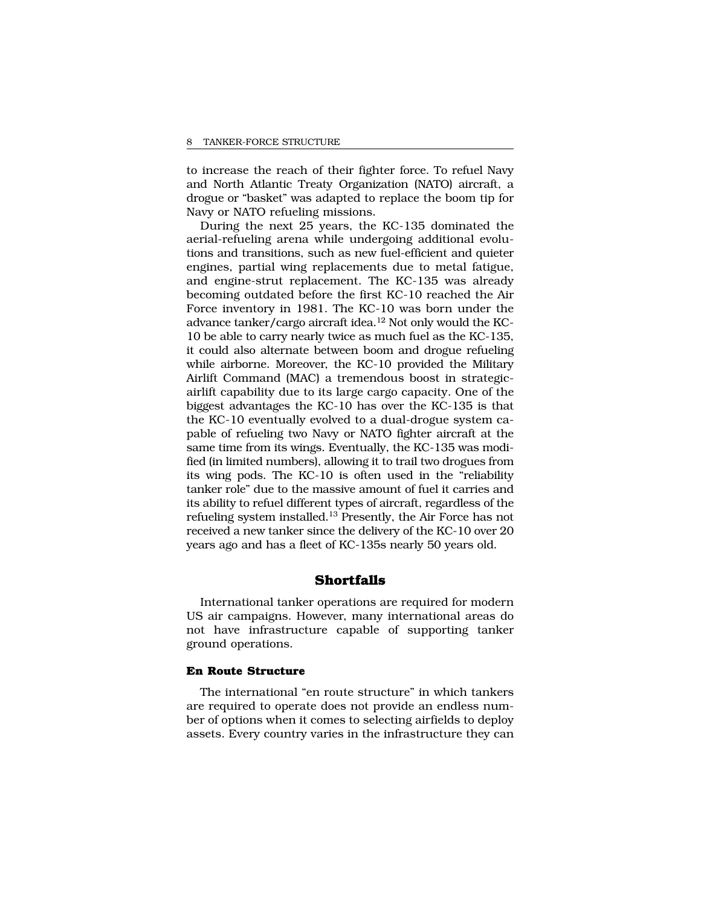to increase the reach of their fighter force. To refuel Navy and North Atlantic Treaty Organization (NATO) aircraft, a drogue or "basket" was adapted to replace the boom tip for Navy or NATO refueling missions.

During the next 25 years, the KC-135 dominated the aerial-refueling arena while undergoing additional evolutions and transitions, such as new fuel-efficient and quieter engines, partial wing replacements due to metal fatigue, and engine-strut replacement. The KC-135 was already becoming outdated before the first KC-10 reached the Air Force inventory in 1981. The KC-10 was born under the advance tanker/cargo aircraft idea.[12] Not only would the KC-10 be able to carry nearly twice as much fuel as the KC-135, it could also alternate between boom and drogue refueling while airborne. Moreover, the KC-10 provided the Military Airlift Command (MAC) a tremendous boost in strategic-airlift capability due to its large cargo capacity. One of the biggest advantages the KC-10 has over the KC-135 is that the KC-10 eventually evolved to a dual-drogue system capable of refueling two Navy or NATO fighter aircraft at the same time from its wings. Eventually, the KC-135 was modified (in limited numbers), allowing it to trail two drogues from its wing pods. The KC-10 is often used in the "reliability tanker role" due to the massive amount of fuel it carries and its ability to refuel different types of aircraft, regardless of the refueling system installed.[13] Presently, the Air Force has not received a new tanker since the delivery of the KC-10 over 20 years ago and has a fleet of KC-135s nearly 50 years old.

## Shortfalls

International tanker operations are required for modern US air campaigns. However, many international areas do not have infrastructure capable of supporting tanker ground operations.

### En Route Structure

The international "en route structure" in which tankers are required to operate does not provide an endless number of options when it comes to selecting airfields to deploy assets. Every country varies in the infrastructure they can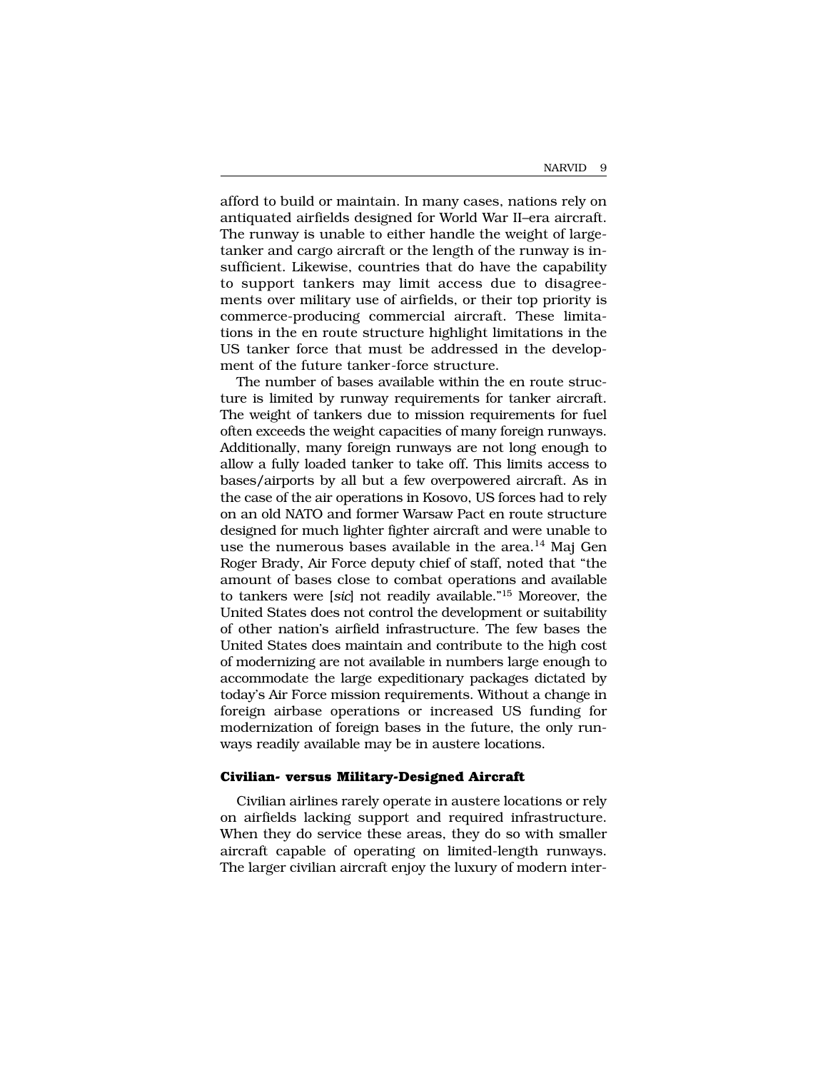afford to build or maintain. In many cases, nations rely on antiquated airfields designed for World War II–era aircraft. The runway is unable to either handle the weight of large-tanker and cargo aircraft or the length of the runway is insufficient. Likewise, countries that do have the capability to support tankers may limit access due to disagreements over military use of airfields, or their top priority is commerce-producing commercial aircraft. These limitations in the en route structure highlight limitations in the US tanker force that must be addressed in the development of the future tanker-force structure.

The number of bases available within the en route structure is limited by runway requirements for tanker aircraft. The weight of tankers due to mission requirements for fuel often exceeds the weight capacities of many foreign runways. Additionally, many foreign runways are not long enough to allow a fully loaded tanker to take off. This limits access to bases/airports by all but a few overpowered aircraft. As in the case of the air operations in Kosovo, US forces had to rely on an old NATO and former Warsaw Pact en route structure designed for much lighter fighter aircraft and were unable to use the numerous bases available in the area.[14] Maj Gen Roger Brady, Air Force deputy chief of staff, noted that "the amount of bases close to combat operations and available to tankers were [*sic*] not readily available."[15] Moreover, the United States does not control the development or suitability of other nation's airfield infrastructure. The few bases the United States does maintain and contribute to the high cost of modernizing are not available in numbers large enough to accommodate the large expeditionary packages dictated by today's Air Force mission requirements. Without a change in foreign airbase operations or increased US funding for modernization of foreign bases in the future, the only runways readily available may be in austere locations.

## Civilian- versus Military-Designed Aircraft

Civilian airlines rarely operate in austere locations or rely on airfields lacking support and required infrastructure. When they do service these areas, they do so with smaller aircraft capable of operating on limited-length runways. The larger civilian aircraft enjoy the luxury of modern inter-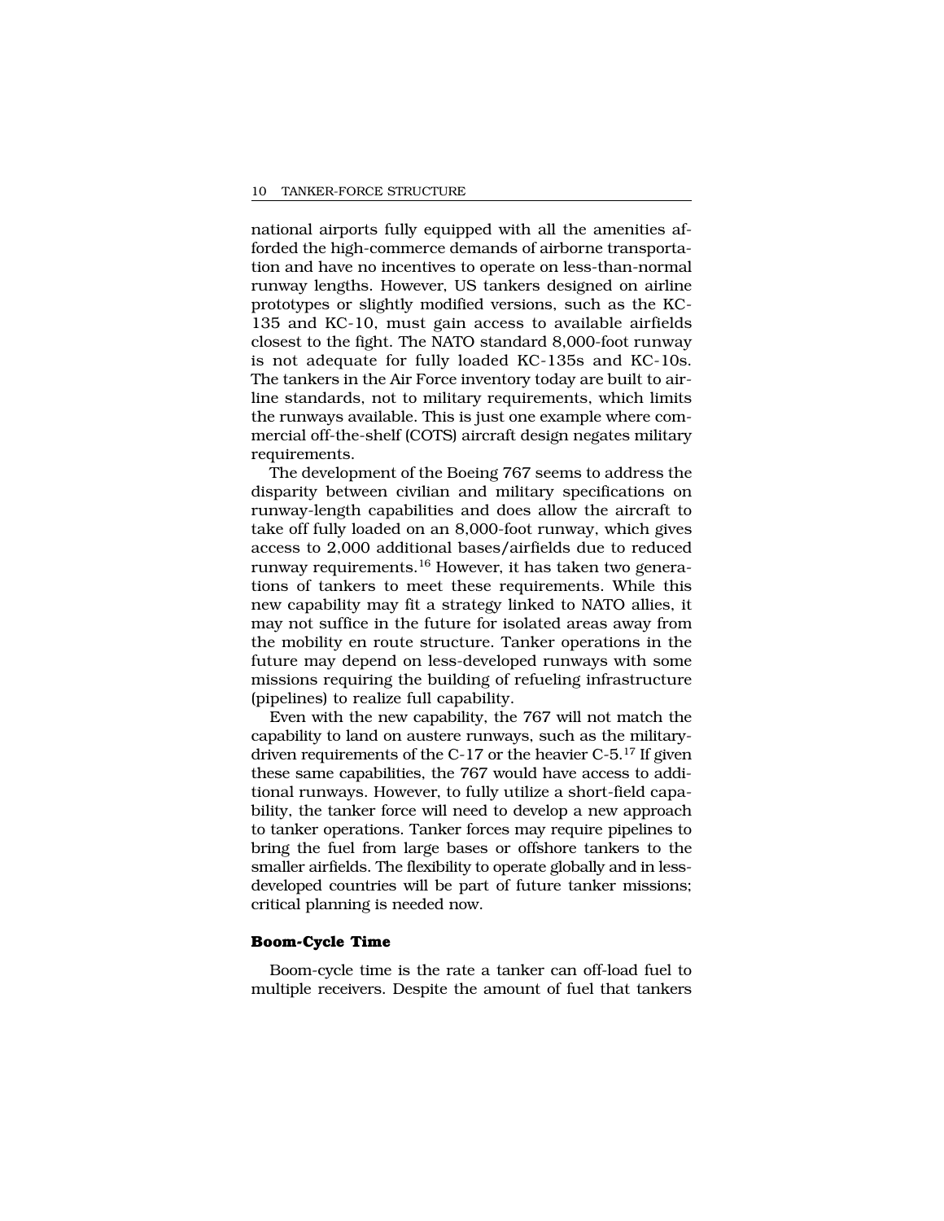national airports fully equipped with all the amenities afforded the high-commerce demands of airborne transportation and have no incentives to operate on less-than-normal runway lengths. However, US tankers designed on airline prototypes or slightly modified versions, such as the KC-135 and KC-10, must gain access to available airfields closest to the fight. The NATO standard 8,000-foot runway is not adequate for fully loaded KC-135s and KC-10s. The tankers in the Air Force inventory today are built to airline standards, not to military requirements, which limits the runways available. This is just one example where commercial off-the-shelf (COTS) aircraft design negates military requirements.

The development of the Boeing 767 seems to address the disparity between civilian and military specifications on runway-length capabilities and does allow the aircraft to take off fully loaded on an 8,000-foot runway, which gives access to 2,000 additional bases/airfields due to reduced runway requirements.[16] However, it has taken two generations of tankers to meet these requirements. While this new capability may fit a strategy linked to NATO allies, it may not suffice in the future for isolated areas away from the mobility en route structure. Tanker operations in the future may depend on less-developed runways with some missions requiring the building of refueling infrastructure (pipelines) to realize full capability.

Even with the new capability, the 767 will not match the capability to land on austere runways, such as the military-driven requirements of the C-17 or the heavier C-5.[17] If given these same capabilities, the 767 would have access to additional runways. However, to fully utilize a short-field capability, the tanker force will need to develop a new approach to tanker operations. Tanker forces may require pipelines to bring the fuel from large bases or offshore tankers to the smaller airfields. The flexibility to operate globally and in less-developed countries will be part of future tanker missions; critical planning is needed now.

#### Boom-Cycle Time

Boom-cycle time is the rate a tanker can off-load fuel to multiple receivers. Despite the amount of fuel that tankers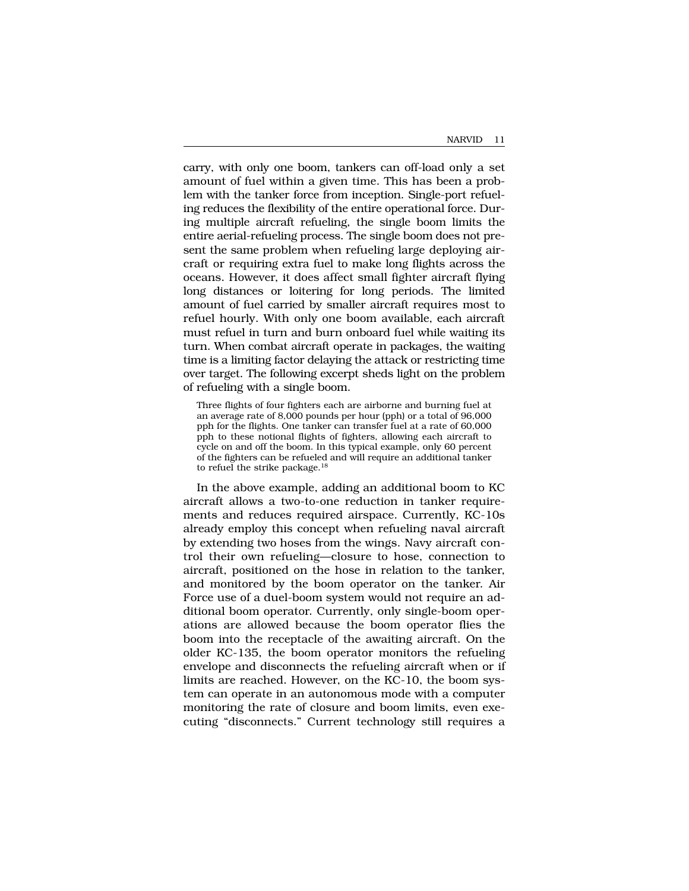carry, with only one boom, tankers can off-load only a set amount of fuel within a given time. This has been a problem with the tanker force from inception. Single-port refueling reduces the flexibility of the entire operational force. During multiple aircraft refueling, the single boom limits the entire aerial-refueling process. The single boom does not present the same problem when refueling large deploying aircraft or requiring extra fuel to make long flights across the oceans. However, it does affect small fighter aircraft flying long distances or loitering for long periods. The limited amount of fuel carried by smaller aircraft requires most to refuel hourly. With only one boom available, each aircraft must refuel in turn and burn onboard fuel while waiting its turn. When combat aircraft operate in packages, the waiting time is a limiting factor delaying the attack or restricting time over target. The following excerpt sheds light on the problem of refueling with a single boom.

> Three flights of four fighters each are airborne and burning fuel at an average rate of 8,000 pounds per hour (pph) or a total of 96,000 pph for the flights. One tanker can transfer fuel at a rate of 60,000 pph to these notional flights of fighters, allowing each aircraft to cycle on and off the boom. In this typical example, only 60 percent of the fighters can be refueled and will require an additional tanker to refuel the strike package.[18]

In the above example, adding an additional boom to KC aircraft allows a two-to-one reduction in tanker requirements and reduces required airspace. Currently, KC-10s already employ this concept when refueling naval aircraft by extending two hoses from the wings. Navy aircraft control their own refueling—closure to hose, connection to aircraft, positioned on the hose in relation to the tanker, and monitored by the boom operator on the tanker. Air Force use of a duel-boom system would not require an additional boom operator. Currently, only single-boom operations are allowed because the boom operator flies the boom into the receptacle of the awaiting aircraft. On the older KC-135, the boom operator monitors the refueling envelope and disconnects the refueling aircraft when or if limits are reached. However, on the KC-10, the boom system can operate in an autonomous mode with a computer monitoring the rate of closure and boom limits, even executing "disconnects." Current technology still requires a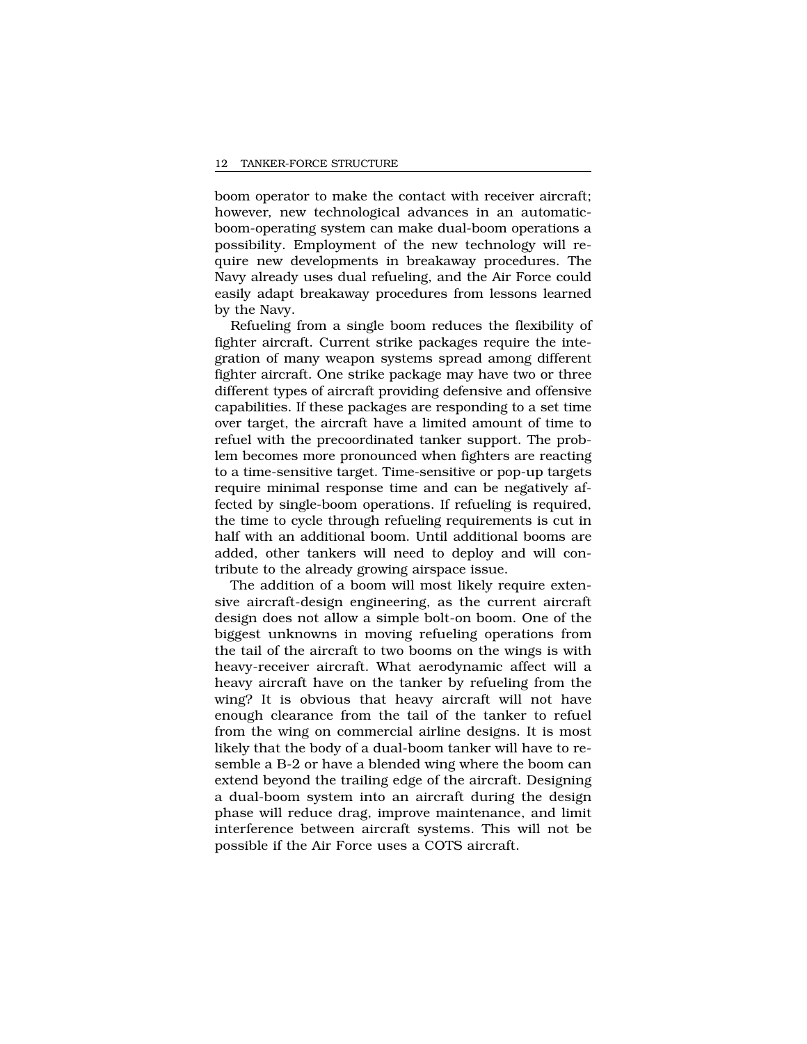boom operator to make the contact with receiver aircraft; however, new technological advances in an automatic-boom-operating system can make dual-boom operations a possibility. Employment of the new technology will require new developments in breakaway procedures. The Navy already uses dual refueling, and the Air Force could easily adapt breakaway procedures from lessons learned by the Navy.

Refueling from a single boom reduces the flexibility of fighter aircraft. Current strike packages require the integration of many weapon systems spread among different fighter aircraft. One strike package may have two or three different types of aircraft providing defensive and offensive capabilities. If these packages are responding to a set time over target, the aircraft have a limited amount of time to refuel with the precoordinated tanker support. The problem becomes more pronounced when fighters are reacting to a time-sensitive target. Time-sensitive or pop-up targets require minimal response time and can be negatively affected by single-boom operations. If refueling is required, the time to cycle through refueling requirements is cut in half with an additional boom. Until additional booms are added, other tankers will need to deploy and will contribute to the already growing airspace issue.

The addition of a boom will most likely require extensive aircraft-design engineering, as the current aircraft design does not allow a simple bolt-on boom. One of the biggest unknowns in moving refueling operations from the tail of the aircraft to two booms on the wings is with heavy-receiver aircraft. What aerodynamic affect will a heavy aircraft have on the tanker by refueling from the wing? It is obvious that heavy aircraft will not have enough clearance from the tail of the tanker to refuel from the wing on commercial airline designs. It is most likely that the body of a dual-boom tanker will have to resemble a B-2 or have a blended wing where the boom can extend beyond the trailing edge of the aircraft. Designing a dual-boom system into an aircraft during the design phase will reduce drag, improve maintenance, and limit interference between aircraft systems. This will not be possible if the Air Force uses a COTS aircraft.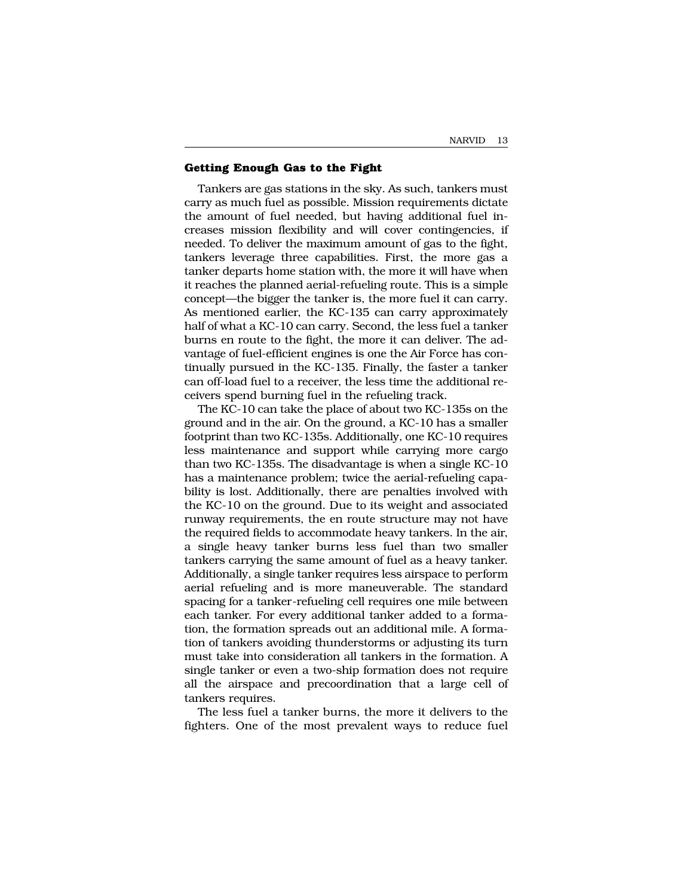### Getting Enough Gas to the Fight

Tankers are gas stations in the sky. As such, tankers must carry as much fuel as possible. Mission requirements dictate the amount of fuel needed, but having additional fuel increases mission flexibility and will cover contingencies, if needed. To deliver the maximum amount of gas to the fight, tankers leverage three capabilities. First, the more gas a tanker departs home station with, the more it will have when it reaches the planned aerial-refueling route. This is a simple concept—the bigger the tanker is, the more fuel it can carry. As mentioned earlier, the KC-135 can carry approximately half of what a KC-10 can carry. Second, the less fuel a tanker burns en route to the fight, the more it can deliver. The advantage of fuel-efficient engines is one the Air Force has continually pursued in the KC-135. Finally, the faster a tanker can off-load fuel to a receiver, the less time the additional receivers spend burning fuel in the refueling track.

The KC-10 can take the place of about two KC-135s on the ground and in the air. On the ground, a KC-10 has a smaller footprint than two KC-135s. Additionally, one KC-10 requires less maintenance and support while carrying more cargo than two KC-135s. The disadvantage is when a single KC-10 has a maintenance problem; twice the aerial-refueling capability is lost. Additionally, there are penalties involved with the KC-10 on the ground. Due to its weight and associated runway requirements, the en route structure may not have the required fields to accommodate heavy tankers. In the air, a single heavy tanker burns less fuel than two smaller tankers carrying the same amount of fuel as a heavy tanker. Additionally, a single tanker requires less airspace to perform aerial refueling and is more maneuverable. The standard spacing for a tanker-refueling cell requires one mile between each tanker. For every additional tanker added to a formation, the formation spreads out an additional mile. A formation of tankers avoiding thunderstorms or adjusting its turn must take into consideration all tankers in the formation. A single tanker or even a two-ship formation does not require all the airspace and precoordination that a large cell of tankers requires.

The less fuel a tanker burns, the more it delivers to the fighters. One of the most prevalent ways to reduce fuel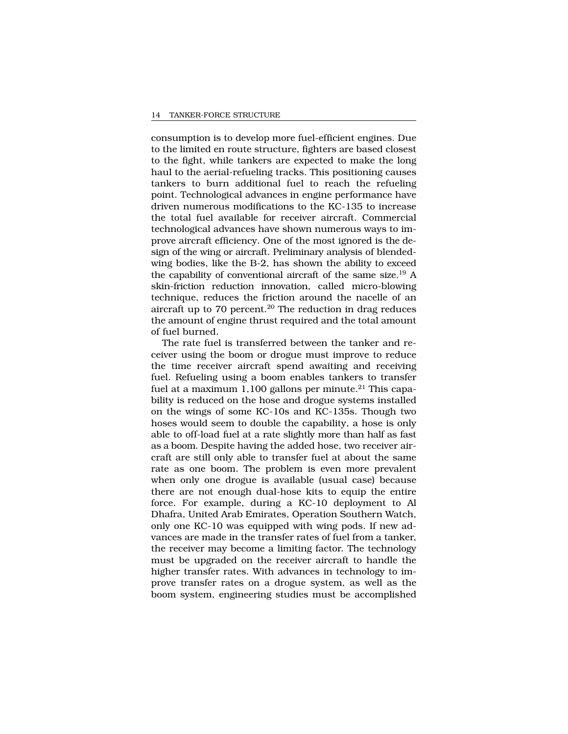consumption is to develop more fuel-efficient engines. Due to the limited en route structure, fighters are based closest to the fight, while tankers are expected to make the long haul to the aerial-refueling tracks. This positioning causes tankers to burn additional fuel to reach the refueling point. Technological advances in engine performance have driven numerous modifications to the KC-135 to increase the total fuel available for receiver aircraft. Commercial technological advances have shown numerous ways to improve aircraft efficiency. One of the most ignored is the design of the wing or aircraft. Preliminary analysis of blended-wing bodies, like the B-2, has shown the ability to exceed the capability of conventional aircraft of the same size.[19] A skin-friction reduction innovation, called micro-blowing technique, reduces the friction around the nacelle of an aircraft up to 70 percent.[20] The reduction in drag reduces the amount of engine thrust required and the total amount of fuel burned.

The rate fuel is transferred between the tanker and receiver using the boom or drogue must improve to reduce the time receiver aircraft spend awaiting and receiving fuel. Refueling using a boom enables tankers to transfer fuel at a maximum 1,100 gallons per minute.[21] This capability is reduced on the hose and drogue systems installed on the wings of some KC-10s and KC-135s. Though two hoses would seem to double the capability, a hose is only able to off-load fuel at a rate slightly more than half as fast as a boom. Despite having the added hose, two receiver aircraft are still only able to transfer fuel at about the same rate as one boom. The problem is even more prevalent when only one drogue is available (usual case) because there are not enough dual-hose kits to equip the entire force. For example, during a KC-10 deployment to Al Dhafra, United Arab Emirates, Operation Southern Watch, only one KC-10 was equipped with wing pods. If new advances are made in the transfer rates of fuel from a tanker, the receiver may become a limiting factor. The technology must be upgraded on the receiver aircraft to handle the higher transfer rates. With advances in technology to improve transfer rates on a drogue system, as well as the boom system, engineering studies must be accomplished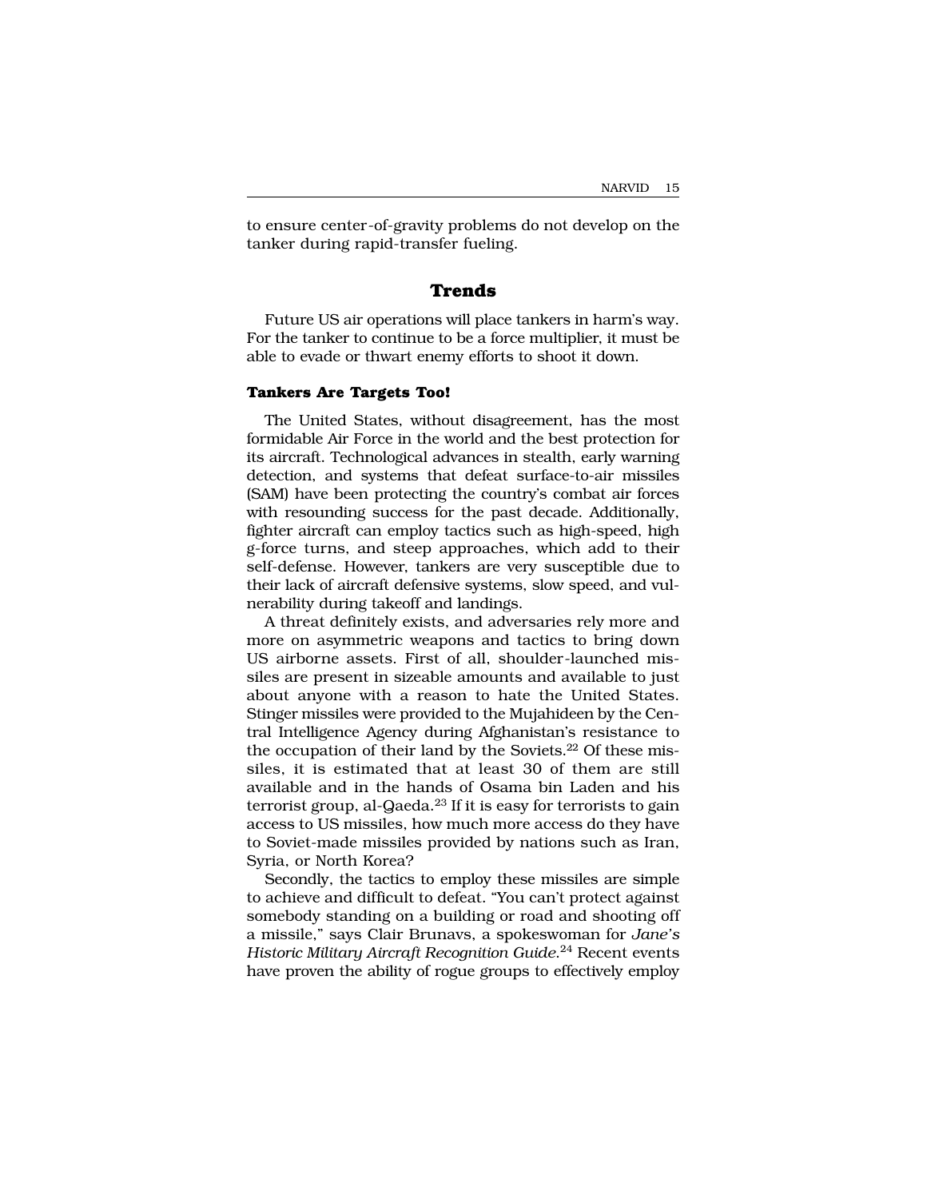to ensure center-of-gravity problems do not develop on the tanker during rapid-transfer fueling.

## Trends

Future US air operations will place tankers in harm's way. For the tanker to continue to be a force multiplier, it must be able to evade or thwart enemy efforts to shoot it down.

### Tankers Are Targets Too!

The United States, without disagreement, has the most formidable Air Force in the world and the best protection for its aircraft. Technological advances in stealth, early warning detection, and systems that defeat surface-to-air missiles (SAM) have been protecting the country's combat air forces with resounding success for the past decade. Additionally, fighter aircraft can employ tactics such as high-speed, high g-force turns, and steep approaches, which add to their self-defense. However, tankers are very susceptible due to their lack of aircraft defensive systems, slow speed, and vulnerability during takeoff and landings.

A threat definitely exists, and adversaries rely more and more on asymmetric weapons and tactics to bring down US airborne assets. First of all, shoulder-launched missiles are present in sizeable amounts and available to just about anyone with a reason to hate the United States. Stinger missiles were provided to the Mujahideen by the Central Intelligence Agency during Afghanistan's resistance to the occupation of their land by the Soviets.[22] Of these missiles, it is estimated that at least 30 of them are still available and in the hands of Osama bin Laden and his terrorist group, al-Qaeda.[23] If it is easy for terrorists to gain access to US missiles, how much more access do they have to Soviet-made missiles provided by nations such as Iran, Syria, or North Korea?

Secondly, the tactics to employ these missiles are simple to achieve and difficult to defeat. "You can't protect against somebody standing on a building or road and shooting off a missile," says Clair Brunavs, a spokeswoman for *Jane's Historic Military Aircraft Recognition Guide*.[24] Recent events have proven the ability of rogue groups to effectively employ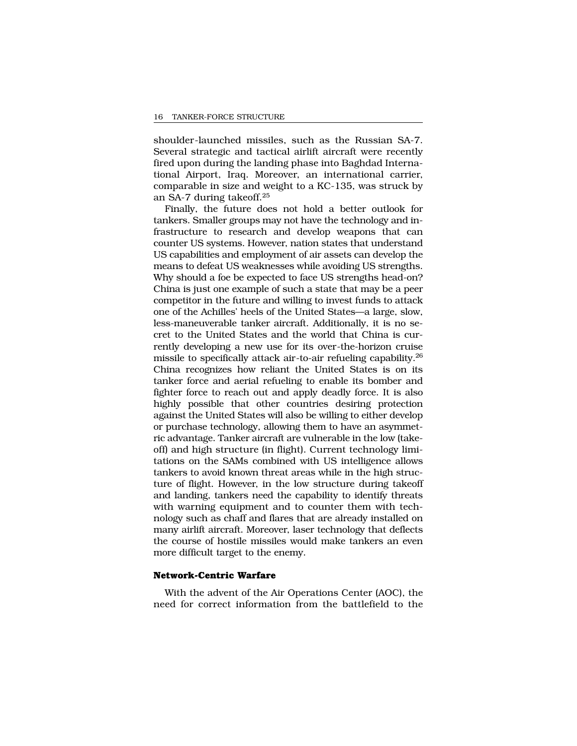shoulder-launched missiles, such as the Russian SA-7. Several strategic and tactical airlift aircraft were recently fired upon during the landing phase into Baghdad International Airport, Iraq. Moreover, an international carrier, comparable in size and weight to a KC-135, was struck by an SA-7 during takeoff.[25]

Finally, the future does not hold a better outlook for tankers. Smaller groups may not have the technology and infrastructure to research and develop weapons that can counter US systems. However, nation states that understand US capabilities and employment of air assets can develop the means to defeat US weaknesses while avoiding US strengths. Why should a foe be expected to face US strengths head-on? China is just one example of such a state that may be a peer competitor in the future and willing to invest funds to attack one of the Achilles' heels of the United States—a large, slow, less-maneuverable tanker aircraft. Additionally, it is no secret to the United States and the world that China is currently developing a new use for its over-the-horizon cruise missile to specifically attack air-to-air refueling capability.[26] China recognizes how reliant the United States is on its tanker force and aerial refueling to enable its bomber and fighter force to reach out and apply deadly force. It is also highly possible that other countries desiring protection against the United States will also be willing to either develop or purchase technology, allowing them to have an asymmetric advantage. Tanker aircraft are vulnerable in the low (takeoff) and high structure (in flight). Current technology limitations on the SAMs combined with US intelligence allows tankers to avoid known threat areas while in the high structure of flight. However, in the low structure during takeoff and landing, tankers need the capability to identify threats with warning equipment and to counter them with technology such as chaff and flares that are already installed on many airlift aircraft. Moreover, laser technology that deflects the course of hostile missiles would make tankers an even more difficult target to the enemy.

### Network-Centric Warfare

With the advent of the Air Operations Center (AOC), the need for correct information from the battlefield to the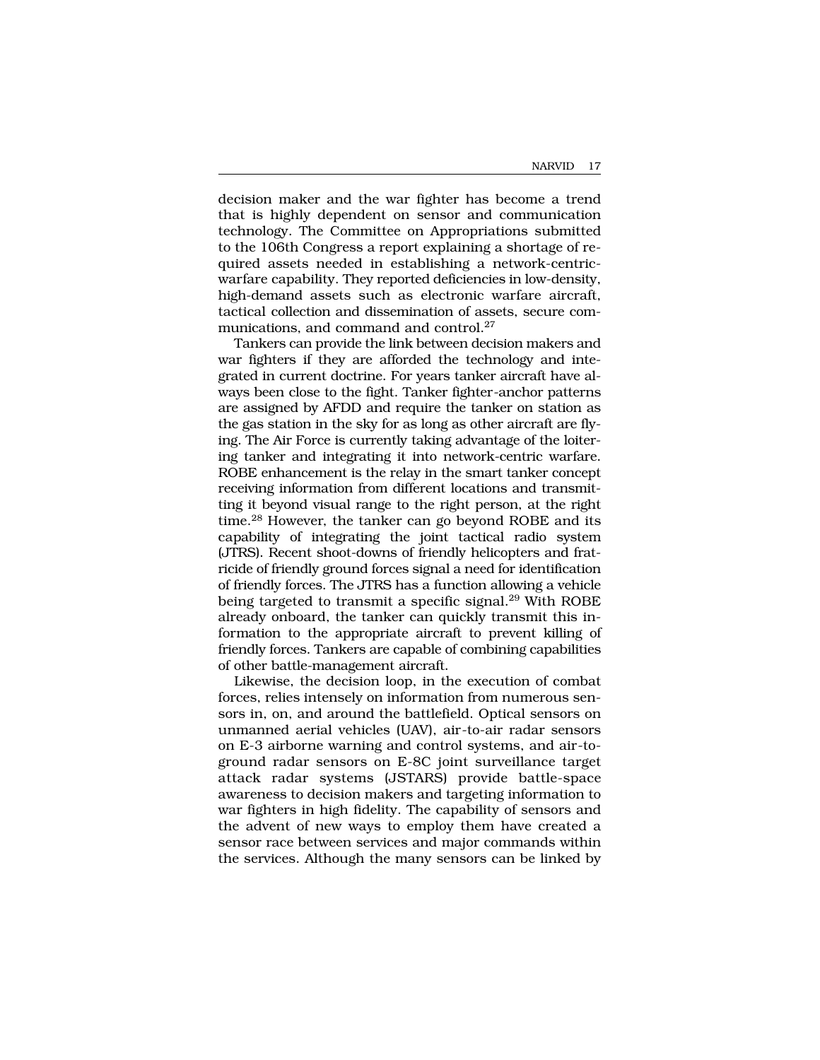decision maker and the war fighter has become a trend that is highly dependent on sensor and communication technology. The Committee on Appropriations submitted to the 106th Congress a report explaining a shortage of required assets needed in establishing a network-centric-warfare capability. They reported deficiencies in low-density, high-demand assets such as electronic warfare aircraft, tactical collection and dissemination of assets, secure communications, and command and control.[27]

Tankers can provide the link between decision makers and war fighters if they are afforded the technology and integrated in current doctrine. For years tanker aircraft have always been close to the fight. Tanker fighter-anchor patterns are assigned by AFDD and require the tanker on station as the gas station in the sky for as long as other aircraft are flying. The Air Force is currently taking advantage of the loitering tanker and integrating it into network-centric warfare. ROBE enhancement is the relay in the smart tanker concept receiving information from different locations and transmitting it beyond visual range to the right person, at the right time.[28] However, the tanker can go beyond ROBE and its capability of integrating the joint tactical radio system (JTRS). Recent shoot-downs of friendly helicopters and fratricide of friendly ground forces signal a need for identification of friendly forces. The JTRS has a function allowing a vehicle being targeted to transmit a specific signal.[29] With ROBE already onboard, the tanker can quickly transmit this information to the appropriate aircraft to prevent killing of friendly forces. Tankers are capable of combining capabilities of other battle-management aircraft.

Likewise, the decision loop, in the execution of combat forces, relies intensely on information from numerous sensors in, on, and around the battlefield. Optical sensors on unmanned aerial vehicles (UAV), air-to-air radar sensors on E-3 airborne warning and control systems, and air-to-ground radar sensors on E-8C joint surveillance target attack radar systems (JSTARS) provide battle-space awareness to decision makers and targeting information to war fighters in high fidelity. The capability of sensors and the advent of new ways to employ them have created a sensor race between services and major commands within the services. Although the many sensors can be linked by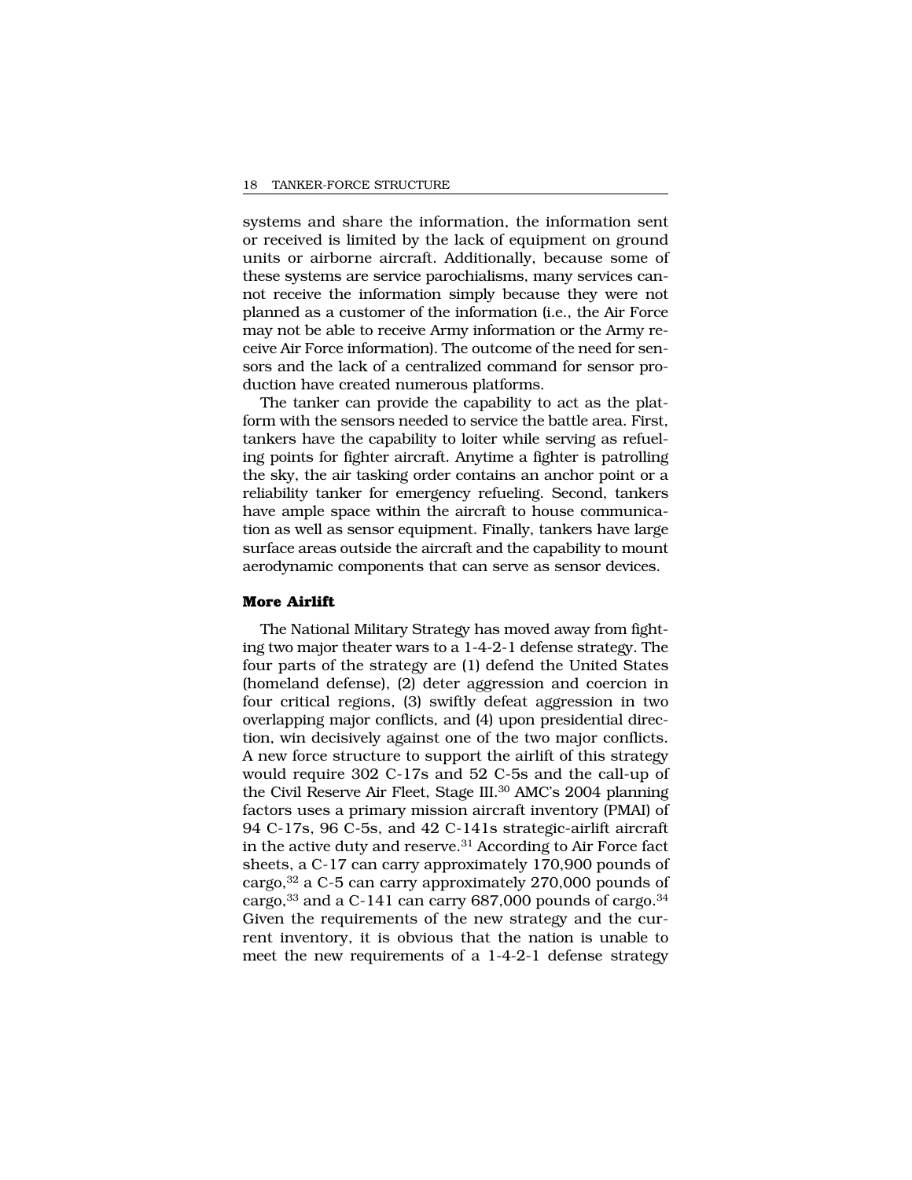systems and share the information, the information sent or received is limited by the lack of equipment on ground units or airborne aircraft. Additionally, because some of these systems are service parochialisms, many services cannot receive the information simply because they were not planned as a customer of the information (i.e., the Air Force may not be able to receive Army information or the Army receive Air Force information). The outcome of the need for sensors and the lack of a centralized command for sensor production have created numerous platforms.

The tanker can provide the capability to act as the platform with the sensors needed to service the battle area. First, tankers have the capability to loiter while serving as refueling points for fighter aircraft. Anytime a fighter is patrolling the sky, the air tasking order contains an anchor point or a reliability tanker for emergency refueling. Second, tankers have ample space within the aircraft to house communication as well as sensor equipment. Finally, tankers have large surface areas outside the aircraft and the capability to mount aerodynamic components that can serve as sensor devices.

### More Airlift

The National Military Strategy has moved away from fighting two major theater wars to a 1-4-2-1 defense strategy. The four parts of the strategy are (1) defend the United States (homeland defense), (2) deter aggression and coercion in four critical regions, (3) swiftly defeat aggression in two overlapping major conflicts, and (4) upon presidential direction, win decisively against one of the two major conflicts. A new force structure to support the airlift of this strategy would require 302 C-17s and 52 C-5s and the call-up of the Civil Reserve Air Fleet, Stage III.[30] AMC's 2004 planning factors uses a primary mission aircraft inventory (PMAI) of 94 C-17s, 96 C-5s, and 42 C-141s strategic-airlift aircraft in the active duty and reserve.[31] According to Air Force fact sheets, a C-17 can carry approximately 170,900 pounds of cargo,[32] a C-5 can carry approximately 270,000 pounds of cargo,[33] and a C-141 can carry 687,000 pounds of cargo.[34] Given the requirements of the new strategy and the current inventory, it is obvious that the nation is unable to meet the new requirements of a 1-4-2-1 defense strategy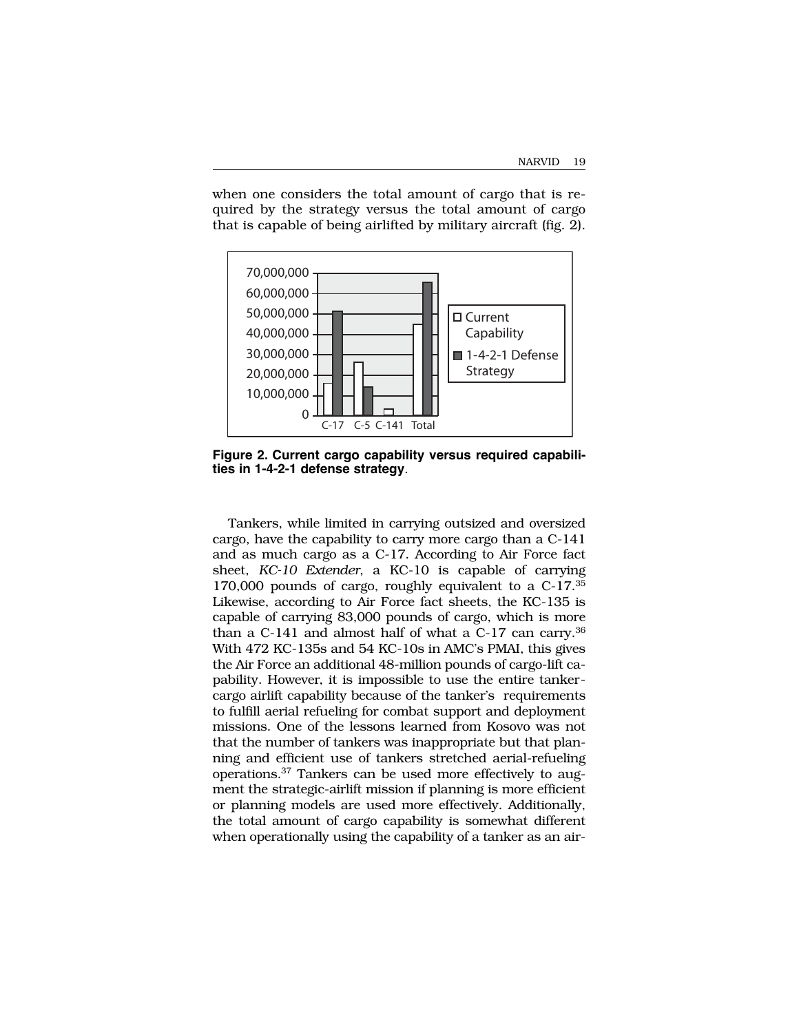when one considers the total amount of cargo that is required by the strategy versus the total amount of cargo that is capable of being airlifted by military aircraft (fig. 2).

**Figure 2. Current cargo capability versus required capabilities in 1-4-2-1 defense strategy**.

Tankers, while limited in carrying outsized and oversized cargo, have the capability to carry more cargo than a C-141 and as much cargo as a C-17. According to Air Force fact sheet, *KC-10 Extender*, a KC-10 is capable of carrying 170,000 pounds of cargo, roughly equivalent to a C-17.[35] Likewise, according to Air Force fact sheets, the KC-135 is capable of carrying 83,000 pounds of cargo, which is more than a C-141 and almost half of what a C-17 can carry.[36] With 472 KC-135s and 54 KC-10s in AMC's PMAI, this gives the Air Force an additional 48-million pounds of cargo-lift capability. However, it is impossible to use the entire tanker-cargo airlift capability because of the tanker's requirements to fulfill aerial refueling for combat support and deployment missions. One of the lessons learned from Kosovo was not that the number of tankers was inappropriate but that planning and efficient use of tankers stretched aerial-refueling operations.[37] Tankers can be used more effectively to augment the strategic-airlift mission if planning is more efficient or planning models are used more effectively. Additionally, the total amount of cargo capability is somewhat different when operationally using the capability of a tanker as an air-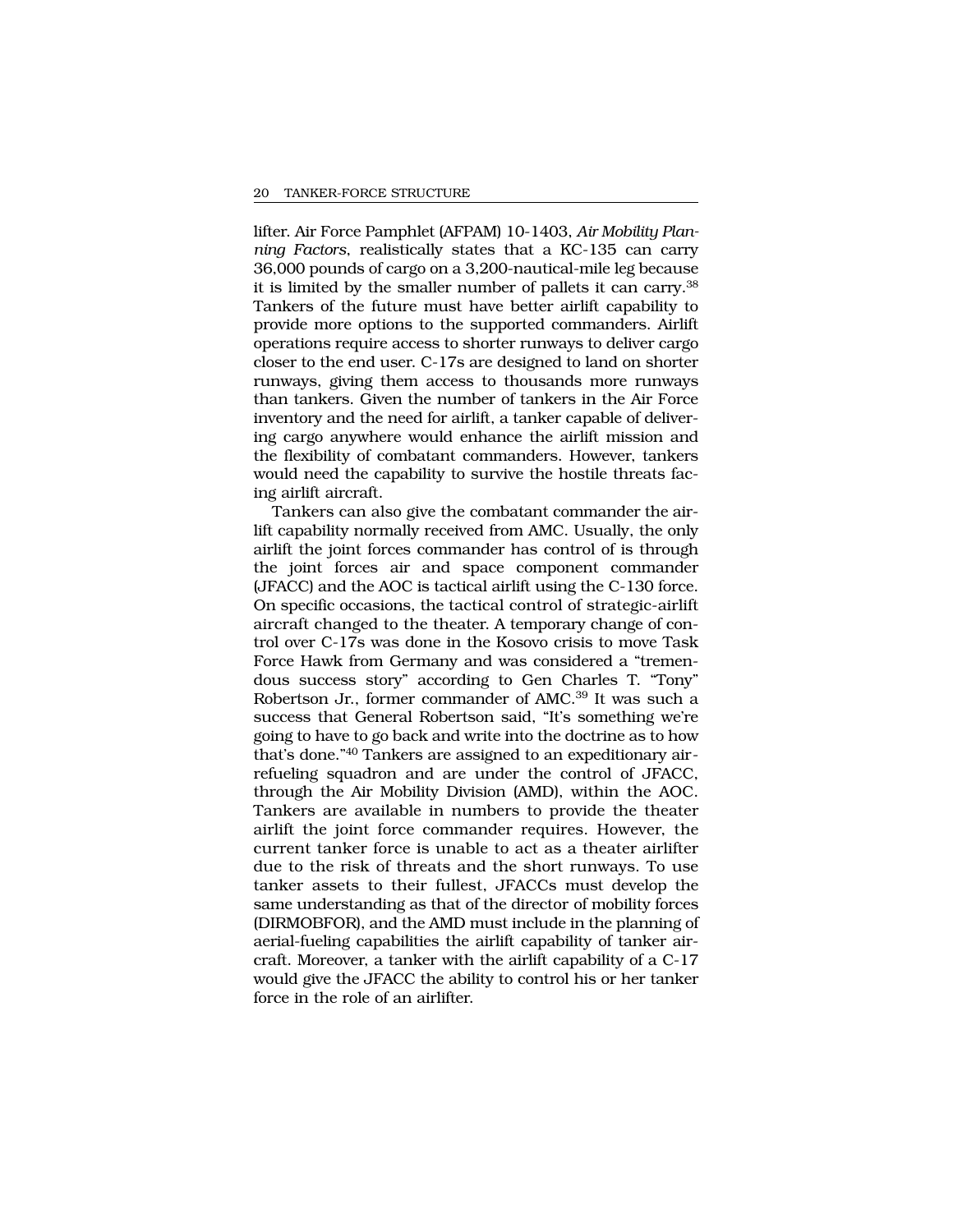lifter. Air Force Pamphlet (AFPAM) 10-1403, *Air Mobility Planning Factors*, realistically states that a KC-135 can carry 36,000 pounds of cargo on a 3,200-nautical-mile leg because it is limited by the smaller number of pallets it can carry.[38] Tankers of the future must have better airlift capability to provide more options to the supported commanders. Airlift operations require access to shorter runways to deliver cargo closer to the end user. C-17s are designed to land on shorter runways, giving them access to thousands more runways than tankers. Given the number of tankers in the Air Force inventory and the need for airlift, a tanker capable of delivering cargo anywhere would enhance the airlift mission and the flexibility of combatant commanders. However, tankers would need the capability to survive the hostile threats facing airlift aircraft.

Tankers can also give the combatant commander the airlift capability normally received from AMC. Usually, the only airlift the joint forces commander has control of is through the joint forces air and space component commander (JFACC) and the AOC is tactical airlift using the C-130 force. On specific occasions, the tactical control of strategic-airlift aircraft changed to the theater. A temporary change of control over C-17s was done in the Kosovo crisis to move Task Force Hawk from Germany and was considered a "tremendous success story" according to Gen Charles T. "Tony" Robertson Jr., former commander of AMC.[39] It was such a success that General Robertson said, "It's something we're going to have to go back and write into the doctrine as to how that's done."[40] Tankers are assigned to an expeditionary air-refueling squadron and are under the control of JFACC, through the Air Mobility Division (AMD), within the AOC. Tankers are available in numbers to provide the theater airlift the joint force commander requires. However, the current tanker force is unable to act as a theater airlifter due to the risk of threats and the short runways. To use tanker assets to their fullest, JFACCs must develop the same understanding as that of the director of mobility forces (DIRMOBFOR), and the AMD must include in the planning of aerial-fueling capabilities the airlift capability of tanker aircraft. Moreover, a tanker with the airlift capability of a C-17 would give the JFACC the ability to control his or her tanker force in the role of an airlifter.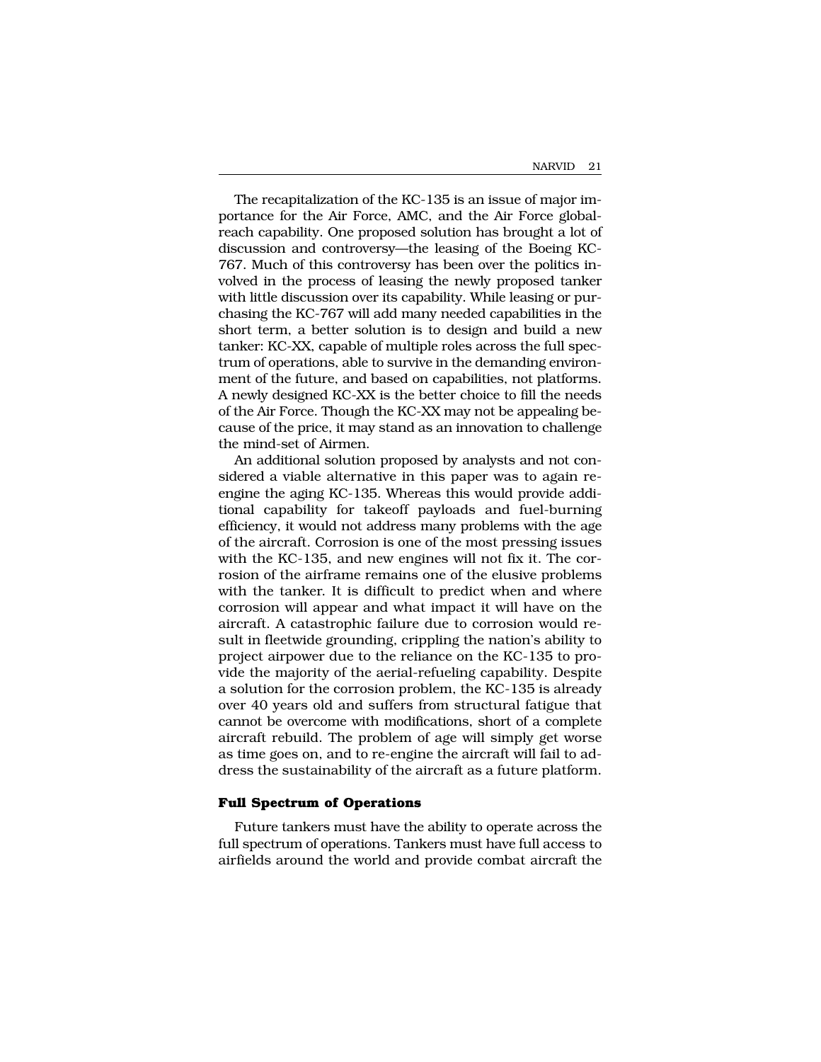The recapitalization of the KC-135 is an issue of major importance for the Air Force, AMC, and the Air Force global-reach capability. One proposed solution has brought a lot of discussion and controversy—the leasing of the Boeing KC-767. Much of this controversy has been over the politics involved in the process of leasing the newly proposed tanker with little discussion over its capability. While leasing or purchasing the KC-767 will add many needed capabilities in the short term, a better solution is to design and build a new tanker: KC-XX, capable of multiple roles across the full spectrum of operations, able to survive in the demanding environment of the future, and based on capabilities, not platforms. A newly designed KC-XX is the better choice to fill the needs of the Air Force. Though the KC-XX may not be appealing because of the price, it may stand as an innovation to challenge the mind-set of Airmen.

An additional solution proposed by analysts and not considered a viable alternative in this paper was to again re-engine the aging KC-135. Whereas this would provide additional capability for takeoff payloads and fuel-burning efficiency, it would not address many problems with the age of the aircraft. Corrosion is one of the most pressing issues with the KC-135, and new engines will not fix it. The corrosion of the airframe remains one of the elusive problems with the tanker. It is difficult to predict when and where corrosion will appear and what impact it will have on the aircraft. A catastrophic failure due to corrosion would result in fleetwide grounding, crippling the nation's ability to project airpower due to the reliance on the KC-135 to provide the majority of the aerial-refueling capability. Despite a solution for the corrosion problem, the KC-135 is already over 40 years old and suffers from structural fatigue that cannot be overcome with modifications, short of a complete aircraft rebuild. The problem of age will simply get worse as time goes on, and to re-engine the aircraft will fail to address the sustainability of the aircraft as a future platform.

### Full Spectrum of Operations

Future tankers must have the ability to operate across the full spectrum of operations. Tankers must have full access to airfields around the world and provide combat aircraft the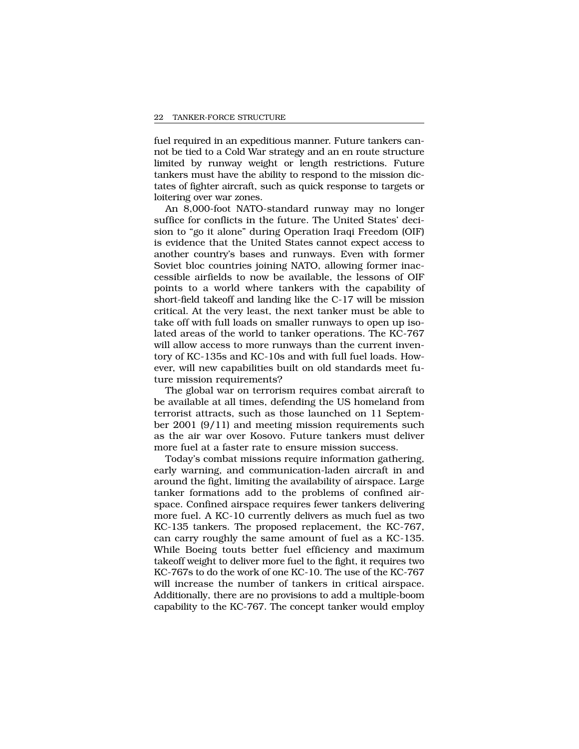fuel required in an expeditious manner. Future tankers cannot be tied to a Cold War strategy and an en route structure limited by runway weight or length restrictions. Future tankers must have the ability to respond to the mission dictates of fighter aircraft, such as quick response to targets or loitering over war zones.

An 8,000-foot NATO-standard runway may no longer suffice for conflicts in the future. The United States' decision to "go it alone" during Operation Iraqi Freedom (OIF) is evidence that the United States cannot expect access to another country's bases and runways. Even with former Soviet bloc countries joining NATO, allowing former inaccessible airfields to now be available, the lessons of OIF points to a world where tankers with the capability of short-field takeoff and landing like the C-17 will be mission critical. At the very least, the next tanker must be able to take off with full loads on smaller runways to open up isolated areas of the world to tanker operations. The KC-767 will allow access to more runways than the current inventory of KC-135s and KC-10s and with full fuel loads. However, will new capabilities built on old standards meet future mission requirements?

The global war on terrorism requires combat aircraft to be available at all times, defending the US homeland from terrorist attracts, such as those launched on 11 September 2001 (9/11) and meeting mission requirements such as the air war over Kosovo. Future tankers must deliver more fuel at a faster rate to ensure mission success.

Today's combat missions require information gathering, early warning, and communication-laden aircraft in and around the fight, limiting the availability of airspace. Large tanker formations add to the problems of confined airspace. Confined airspace requires fewer tankers delivering more fuel. A KC-10 currently delivers as much fuel as two KC-135 tankers. The proposed replacement, the KC-767, can carry roughly the same amount of fuel as a KC-135. While Boeing touts better fuel efficiency and maximum takeoff weight to deliver more fuel to the fight, it requires two KC-767s to do the work of one KC-10. The use of the KC-767 will increase the number of tankers in critical airspace. Additionally, there are no provisions to add a multiple-boom capability to the KC-767. The concept tanker would employ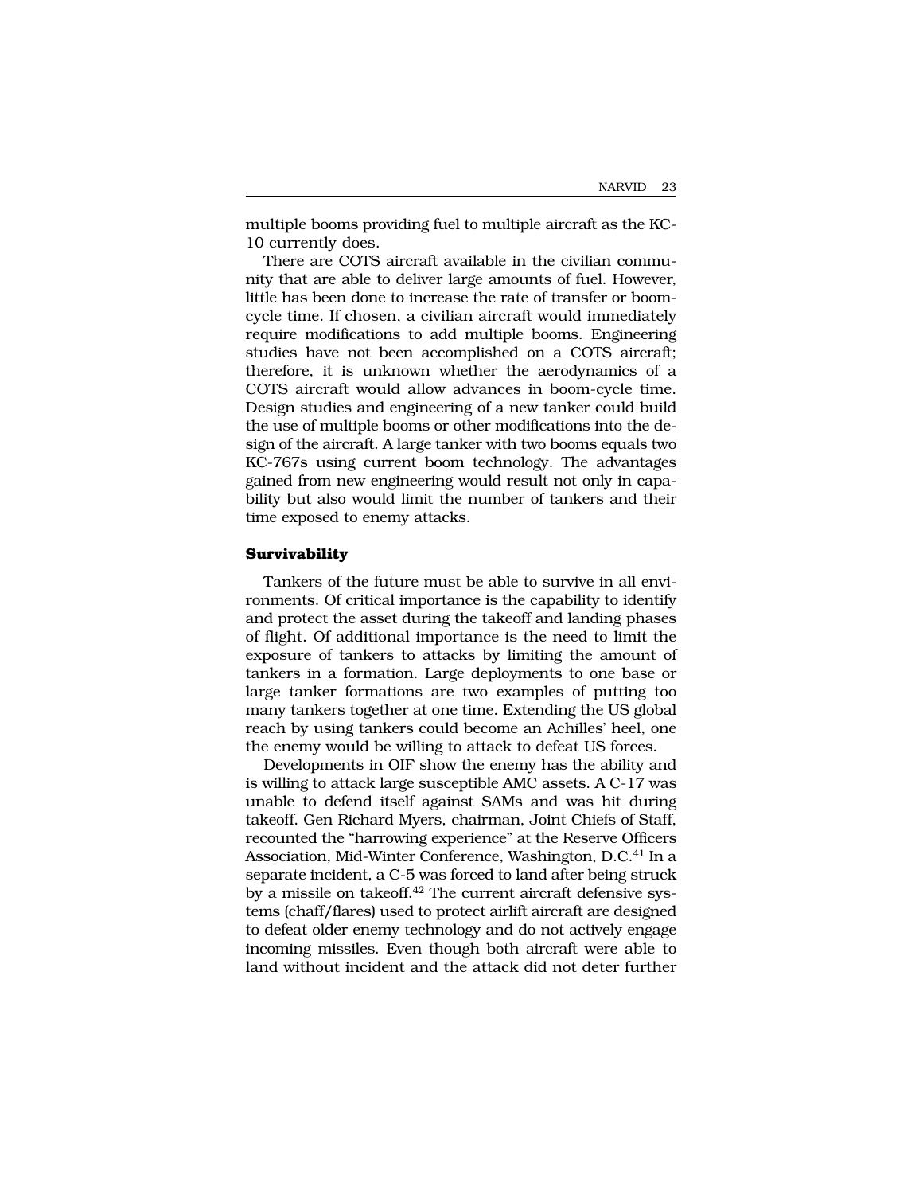multiple booms providing fuel to multiple aircraft as the KC-10 currently does.

There are COTS aircraft available in the civilian community that are able to deliver large amounts of fuel. However, little has been done to increase the rate of transfer or boom-cycle time. If chosen, a civilian aircraft would immediately require modifications to add multiple booms. Engineering studies have not been accomplished on a COTS aircraft; therefore, it is unknown whether the aerodynamics of a COTS aircraft would allow advances in boom-cycle time. Design studies and engineering of a new tanker could build the use of multiple booms or other modifications into the design of the aircraft. A large tanker with two booms equals two KC-767s using current boom technology. The advantages gained from new engineering would result not only in capability but also would limit the number of tankers and their time exposed to enemy attacks.

### Survivability

Tankers of the future must be able to survive in all environments. Of critical importance is the capability to identify and protect the asset during the takeoff and landing phases of flight. Of additional importance is the need to limit the exposure of tankers to attacks by limiting the amount of tankers in a formation. Large deployments to one base or large tanker formations are two examples of putting too many tankers together at one time. Extending the US global reach by using tankers could become an Achilles' heel, one the enemy would be willing to attack to defeat US forces.

Developments in OIF show the enemy has the ability and is willing to attack large susceptible AMC assets. A C-17 was unable to defend itself against SAMs and was hit during takeoff. Gen Richard Myers, chairman, Joint Chiefs of Staff, recounted the "harrowing experience" at the Reserve Officers Association, Mid-Winter Conference, Washington, D.C.[41] In a separate incident, a C-5 was forced to land after being struck by a missile on takeoff.[42] The current aircraft defensive systems (chaff/flares) used to protect airlift aircraft are designed to defeat older enemy technology and do not actively engage incoming missiles. Even though both aircraft were able to land without incident and the attack did not deter further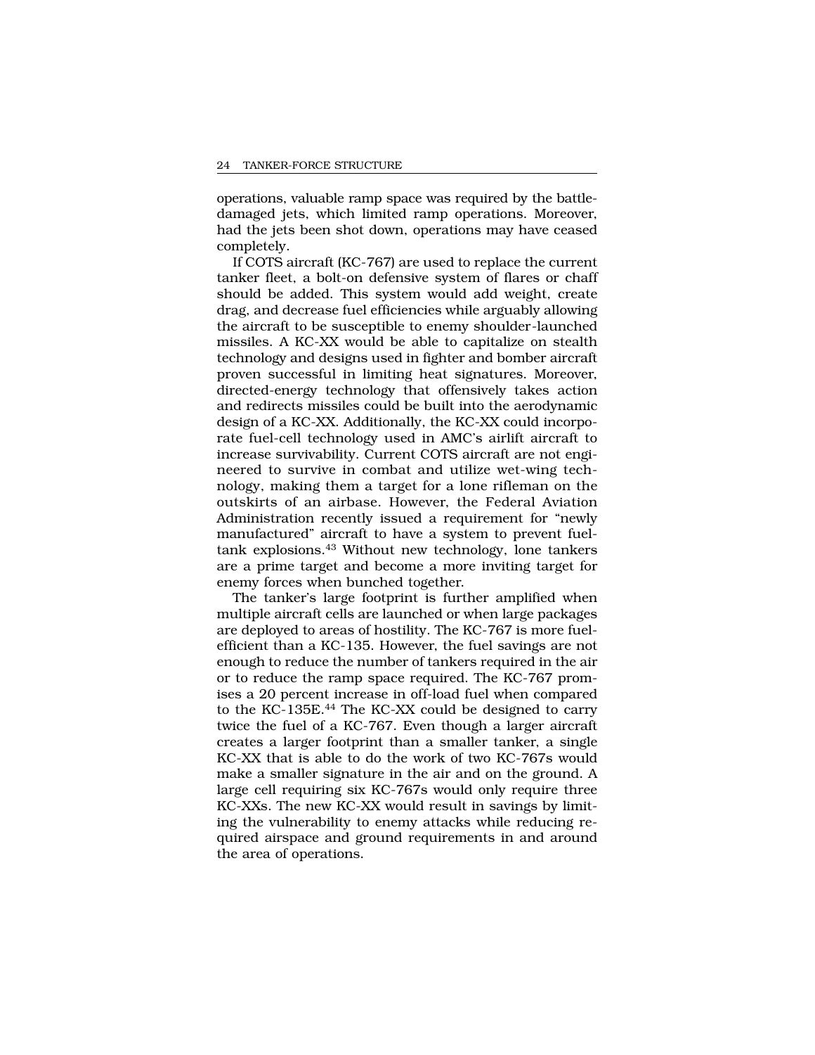operations, valuable ramp space was required by the battle-damaged jets, which limited ramp operations. Moreover, had the jets been shot down, operations may have ceased completely.

If COTS aircraft (KC-767) are used to replace the current tanker fleet, a bolt-on defensive system of flares or chaff should be added. This system would add weight, create drag, and decrease fuel efficiencies while arguably allowing the aircraft to be susceptible to enemy shoulder-launched missiles. A KC-XX would be able to capitalize on stealth technology and designs used in fighter and bomber aircraft proven successful in limiting heat signatures. Moreover, directed-energy technology that offensively takes action and redirects missiles could be built into the aerodynamic design of a KC-XX. Additionally, the KC-XX could incorporate fuel-cell technology used in AMC's airlift aircraft to increase survivability. Current COTS aircraft are not engineered to survive in combat and utilize wet-wing technology, making them a target for a lone rifleman on the outskirts of an airbase. However, the Federal Aviation Administration recently issued a requirement for "newly manufactured" aircraft to have a system to prevent fuel-tank explosions.[43] Without new technology, lone tankers are a prime target and become a more inviting target for enemy forces when bunched together.

The tanker's large footprint is further amplified when multiple aircraft cells are launched or when large packages are deployed to areas of hostility. The KC-767 is more fuel-efficient than a KC-135. However, the fuel savings are not enough to reduce the number of tankers required in the air or to reduce the ramp space required. The KC-767 promises a 20 percent increase in off-load fuel when compared to the KC-135E.[44] The KC-XX could be designed to carry twice the fuel of a KC-767. Even though a larger aircraft creates a larger footprint than a smaller tanker, a single KC-XX that is able to do the work of two KC-767s would make a smaller signature in the air and on the ground. A large cell requiring six KC-767s would only require three KC-XXs. The new KC-XX would result in savings by limiting the vulnerability to enemy attacks while reducing required airspace and ground requirements in and around the area of operations.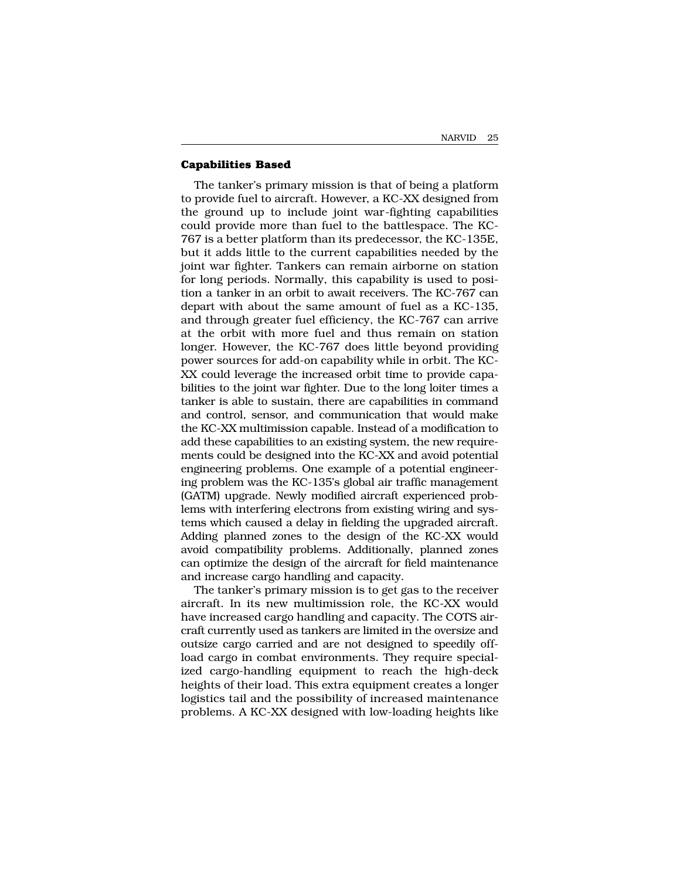### Capabilities Based

The tanker's primary mission is that of being a platform to provide fuel to aircraft. However, a KC-XX designed from the ground up to include joint war-fighting capabilities could provide more than fuel to the battlespace. The KC-767 is a better platform than its predecessor, the KC-135E, but it adds little to the current capabilities needed by the joint war fighter. Tankers can remain airborne on station for long periods. Normally, this capability is used to position a tanker in an orbit to await receivers. The KC-767 can depart with about the same amount of fuel as a KC-135, and through greater fuel efficiency, the KC-767 can arrive at the orbit with more fuel and thus remain on station longer. However, the KC-767 does little beyond providing power sources for add-on capability while in orbit. The KC-XX could leverage the increased orbit time to provide capabilities to the joint war fighter. Due to the long loiter times a tanker is able to sustain, there are capabilities in command and control, sensor, and communication that would make the KC-XX multimission capable. Instead of a modification to add these capabilities to an existing system, the new requirements could be designed into the KC-XX and avoid potential engineering problems. One example of a potential engineering problem was the KC-135's global air traffic management (GATM) upgrade. Newly modified aircraft experienced problems with interfering electrons from existing wiring and systems which caused a delay in fielding the upgraded aircraft. Adding planned zones to the design of the KC-XX would avoid compatibility problems. Additionally, planned zones can optimize the design of the aircraft for field maintenance and increase cargo handling and capacity.

The tanker's primary mission is to get gas to the receiver aircraft. In its new multimission role, the KC-XX would have increased cargo handling and capacity. The COTS aircraft currently used as tankers are limited in the oversize and outsize cargo carried and are not designed to speedily offload cargo in combat environments. They require specialized cargo-handling equipment to reach the high-deck heights of their load. This extra equipment creates a longer logistics tail and the possibility of increased maintenance problems. A KC-XX designed with low-loading heights like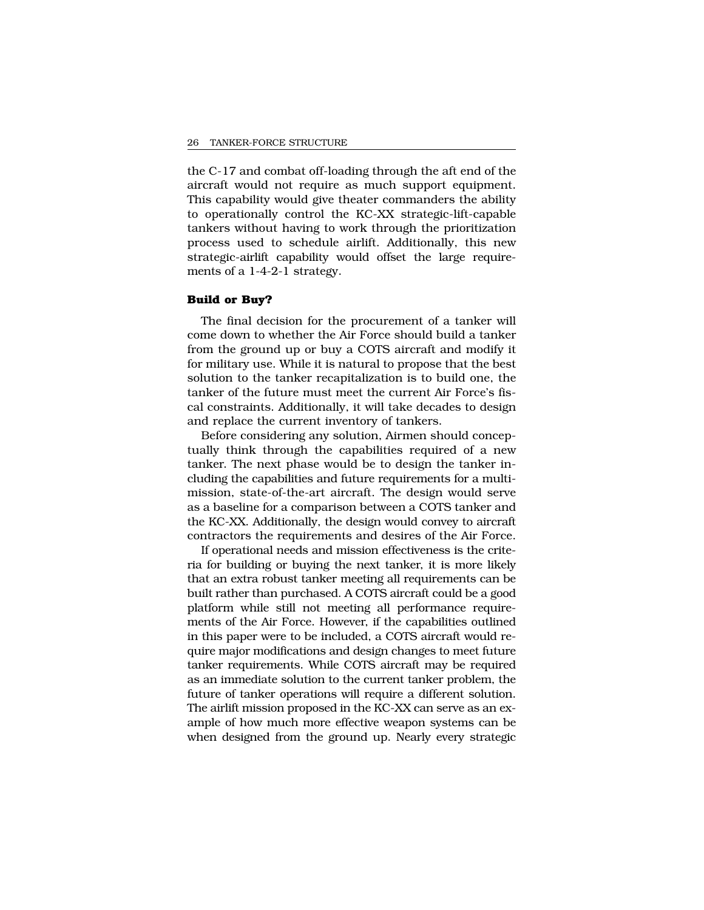the C-17 and combat off-loading through the aft end of the aircraft would not require as much support equipment. This capability would give theater commanders the ability to operationally control the KC-XX strategic-lift-capable tankers without having to work through the prioritization process used to schedule airlift. Additionally, this new strategic-airlift capability would offset the large requirements of a 1-4-2-1 strategy.

### Build or Buy?

The final decision for the procurement of a tanker will come down to whether the Air Force should build a tanker from the ground up or buy a COTS aircraft and modify it for military use. While it is natural to propose that the best solution to the tanker recapitalization is to build one, the tanker of the future must meet the current Air Force's fiscal constraints. Additionally, it will take decades to design and replace the current inventory of tankers.

Before considering any solution, Airmen should conceptually think through the capabilities required of a new tanker. The next phase would be to design the tanker including the capabilities and future requirements for a multimission, state-of-the-art aircraft. The design would serve as a baseline for a comparison between a COTS tanker and the KC-XX. Additionally, the design would convey to aircraft contractors the requirements and desires of the Air Force.

If operational needs and mission effectiveness is the criteria for building or buying the next tanker, it is more likely that an extra robust tanker meeting all requirements can be built rather than purchased. A COTS aircraft could be a good platform while still not meeting all performance requirements of the Air Force. However, if the capabilities outlined in this paper were to be included, a COTS aircraft would require major modifications and design changes to meet future tanker requirements. While COTS aircraft may be required as an immediate solution to the current tanker problem, the future of tanker operations will require a different solution. The airlift mission proposed in the KC-XX can serve as an example of how much more effective weapon systems can be when designed from the ground up. Nearly every strategic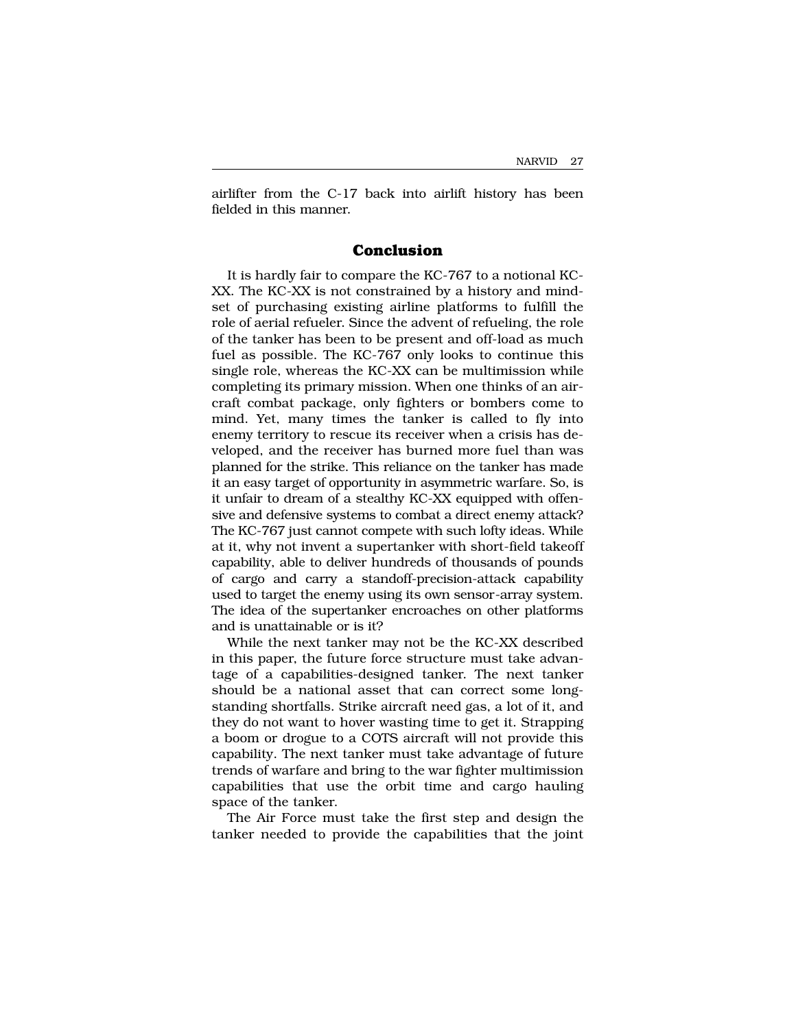airlifter from the C-17 back into airlift history has been fielded in this manner.

## Conclusion

It is hardly fair to compare the KC-767 to a notional KC-XX. The KC-XX is not constrained by a history and mindset of purchasing existing airline platforms to fulfill the role of aerial refueler. Since the advent of refueling, the role of the tanker has been to be present and off-load as much fuel as possible. The KC-767 only looks to continue this single role, whereas the KC-XX can be multimission while completing its primary mission. When one thinks of an aircraft combat package, only fighters or bombers come to mind. Yet, many times the tanker is called to fly into enemy territory to rescue its receiver when a crisis has developed, and the receiver has burned more fuel than was planned for the strike. This reliance on the tanker has made it an easy target of opportunity in asymmetric warfare. So, is it unfair to dream of a stealthy KC-XX equipped with offensive and defensive systems to combat a direct enemy attack? The KC-767 just cannot compete with such lofty ideas. While at it, why not invent a supertanker with short-field takeoff capability, able to deliver hundreds of thousands of pounds of cargo and carry a standoff-precision-attack capability used to target the enemy using its own sensor-array system. The idea of the supertanker encroaches on other platforms and is unattainable or is it?

While the next tanker may not be the KC-XX described in this paper, the future force structure must take advantage of a capabilities-designed tanker. The next tanker should be a national asset that can correct some longstanding shortfalls. Strike aircraft need gas, a lot of it, and they do not want to hover wasting time to get it. Strapping a boom or drogue to a COTS aircraft will not provide this capability. The next tanker must take advantage of future trends of warfare and bring to the war fighter multimission capabilities that use the orbit time and cargo hauling space of the tanker.

The Air Force must take the first step and design the tanker needed to provide the capabilities that the joint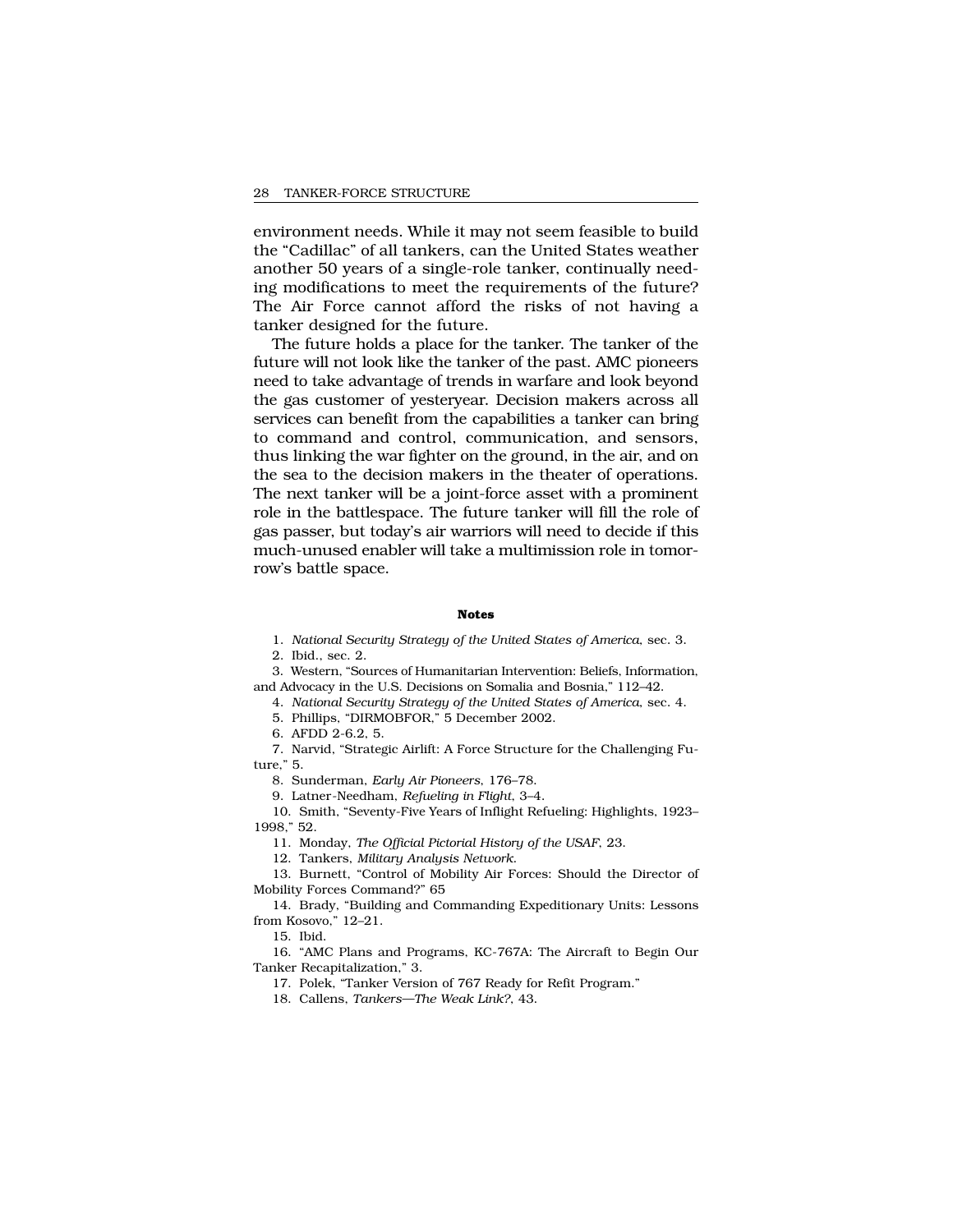environment needs. While it may not seem feasible to build the "Cadillac" of all tankers, can the United States weather another 50 years of a single-role tanker, continually needing modifications to meet the requirements of the future? The Air Force cannot afford the risks of not having a tanker designed for the future.

The future holds a place for the tanker. The tanker of the future will not look like the tanker of the past. AMC pioneers need to take advantage of trends in warfare and look beyond the gas customer of yesteryear. Decision makers across all services can benefit from the capabilities a tanker can bring to command and control, communication, and sensors, thus linking the war fighter on the ground, in the air, and on the sea to the decision makers in the theater of operations. The next tanker will be a joint-force asset with a prominent role in the battlespace. The future tanker will fill the role of gas passer, but today's air warriors will need to decide if this much-unused enabler will take a multimission role in tomorrow's battle space.

#### Notes

1. *National Security Strategy of the United States of America*, sec. 3.
2. Ibid., sec. 2.
3. Western, "Sources of Humanitarian Intervention: Beliefs, Information, and Advocacy in the U.S. Decisions on Somalia and Bosnia," 112–42.
4. *National Security Strategy of the United States of America*, sec. 4.
5. Phillips, "DIRMOBFOR," 5 December 2002.
6. AFDD 2-6.2, 5.
7. Narvid, "Strategic Airlift: A Force Structure for the Challenging Future," 5.
8. Sunderman, *Early Air Pioneers*, 176–78.
9. Latner-Needham, *Refueling in Flight*, 3–4.
10. Smith, "Seventy-Five Years of Inflight Refueling: Highlights, 1923–1998," 52.
11. Monday, *The Official Pictorial History of the USAF*, 23.
12. Tankers, *Military Analysis Network*.
13. Burnett, "Control of Mobility Air Forces: Should the Director of Mobility Forces Command?" 65
14. Brady, "Building and Commanding Expeditionary Units: Lessons from Kosovo," 12–21.
15. Ibid.
16. "AMC Plans and Programs, KC-767A: The Aircraft to Begin Our Tanker Recapitalization," 3.
17. Polek, "Tanker Version of 767 Ready for Refit Program."
18. Callens, *Tankers—The Weak Link?*, 43.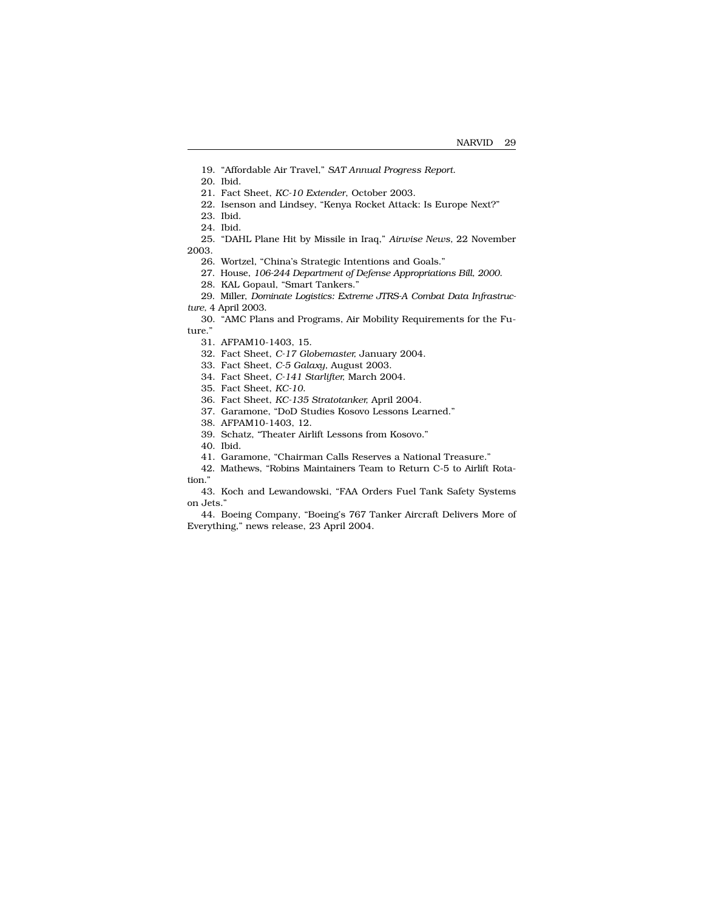19. "Affordable Air Travel," *SAT Annual Progress Report.*

20. Ibid.

21. Fact Sheet, *KC-10 Extender*, October 2003.

22. Isenson and Lindsey, "Kenya Rocket Attack: Is Europe Next?"

23. Ibid.

24. Ibid.

25. "DAHL Plane Hit by Missile in Iraq," *Airwise News*, 22 November 2003.

26. Wortzel, "China's Strategic Intentions and Goals."

27. House, *106-244 Department of Defense Appropriations Bill, 2000.*

28. KAL Gopaul, "Smart Tankers."

29. Miller, *Dominate Logistics: Extreme JTRS-A Combat Data Infrastructure*, 4 April 2003.

30. "AMC Plans and Programs, Air Mobility Requirements for the Future."

31. AFPAM10-1403, 15.

32. Fact Sheet, *C-17 Globemaster*, January 2004.

33. Fact Sheet, *C-5 Galaxy*, August 2003.

34. Fact Sheet, *C-141 Starlifter*, March 2004.

35. Fact Sheet, *KC-10.*

36. Fact Sheet, *KC-135 Stratotanker*, April 2004.

37. Garamone, "DoD Studies Kosovo Lessons Learned."

38. AFPAM10-1403, 12.

39. Schatz, "Theater Airlift Lessons from Kosovo."

40. Ibid.

41. Garamone, "Chairman Calls Reserves a National Treasure."

42. Mathews, "Robins Maintainers Team to Return C-5 to Airlift Rotation."

43. Koch and Lewandowski, "FAA Orders Fuel Tank Safety Systems on Jets."

44. Boeing Company, "Boeing's 767 Tanker Aircraft Delivers More of Everything," news release, 23 April 2004.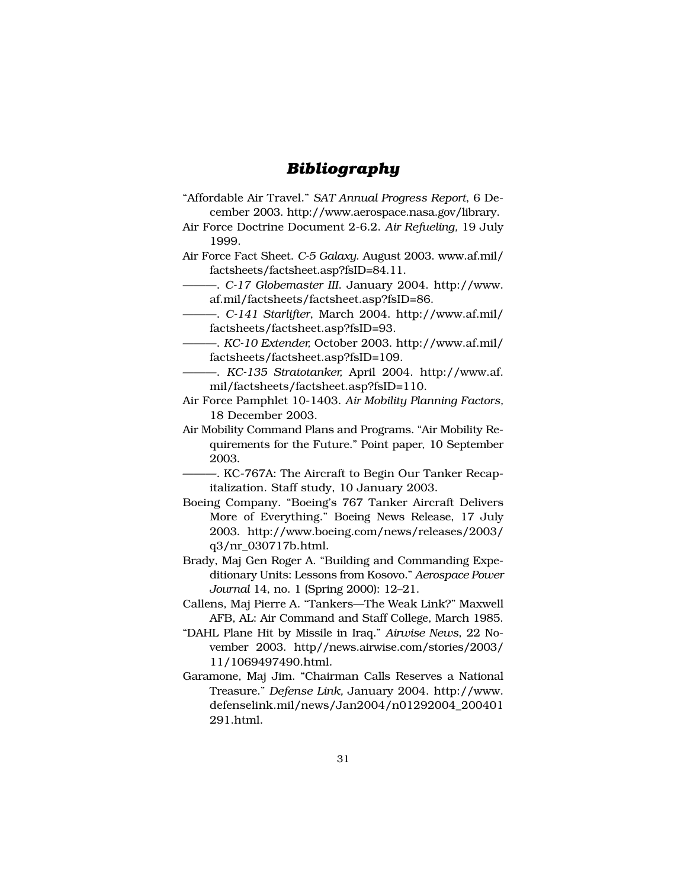# *Bibliography*

"Affordable Air Travel." *SAT Annual Progress Report*, 6 December 2003. http://www.aerospace.nasa.gov/library.

Air Force Doctrine Document 2-6.2. *Air Refueling,* 19 July 1999.

Air Force Fact Sheet. *C-5 Galaxy*. August 2003. www.af.mil/factsheets/factsheet.asp?fsID=84.11.

———. *C-17 Globemaster III.* January 2004. http://www.af.mil/factsheets/factsheet.asp?fsID=86.

———. *C-141 Starlifter*, March 2004. http://www.af.mil/factsheets/factsheet.asp?fsID=93.

———. *KC-10 Extender,* October 2003. http://www.af.mil/factsheets/factsheet.asp?fsID=109.

———. *KC-135 Stratotanker,* April 2004. http://www.af.mil/factsheets/factsheet.asp?fsID=110.

Air Force Pamphlet 10-1403. *Air Mobility Planning Factors,* 18 December 2003.

Air Mobility Command Plans and Programs. "Air Mobility Requirements for the Future." Point paper, 10 September 2003.

———. KC-767A: The Aircraft to Begin Our Tanker Recapitalization. Staff study, 10 January 2003.

Boeing Company. "Boeing's 767 Tanker Aircraft Delivers More of Everything." Boeing News Release, 17 July 2003. http://www.boeing.com/news/releases/2003/q3/nr_030717b.html.

Brady, Maj Gen Roger A. "Building and Commanding Expeditionary Units: Lessons from Kosovo." *Aerospace Power Journal* 14, no. 1 (Spring 2000): 12–21.

Callens, Maj Pierre A. "Tankers—The Weak Link?" Maxwell AFB, AL: Air Command and Staff College, March 1985.

"DAHL Plane Hit by Missile in Iraq." *Airwise News*, 22 November 2003. http//news.airwise.com/stories/2003/11/1069497490.html.

Garamone, Maj Jim. "Chairman Calls Reserves a National Treasure." *Defense Link,* January 2004. http://www.defenselink.mil/news/Jan2004/n01292004_200401291.html.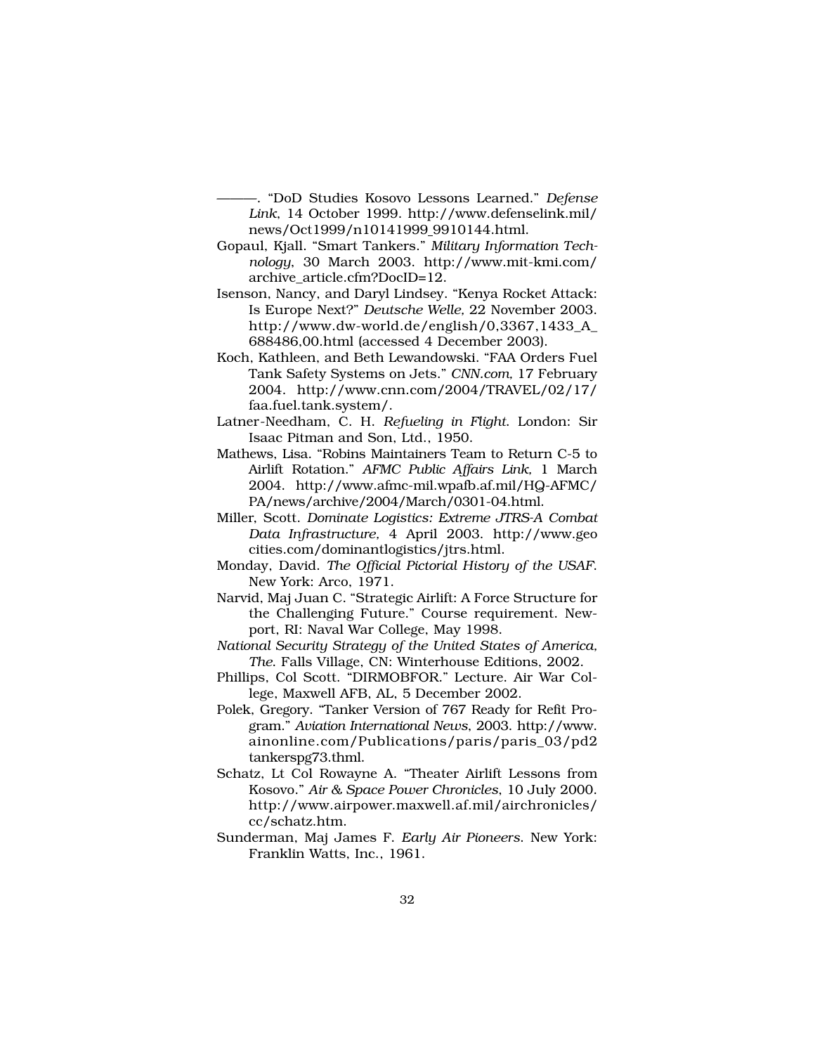———. “DoD Studies Kosovo Lessons Learned.” *Defense Link*, 14 October 1999. http://www.defenselink.mil/news/Oct1999/n10141999_9910144.html.

Gopaul, Kjall. “Smart Tankers.” *Military Information Technology*, 30 March 2003. http://www.mit-kmi.com/archive_article.cfm?DocID=12.

Isenson, Nancy, and Daryl Lindsey. “Kenya Rocket Attack: Is Europe Next?” *Deutsche Welle,* 22 November 2003. http://www.dw-world.de/english/0,3367,1433_A_688486,00.html (accessed 4 December 2003).

Koch, Kathleen, and Beth Lewandowski. “FAA Orders Fuel Tank Safety Systems on Jets.” *CNN.com,* 17 February 2004. http://www.cnn.com/2004/TRAVEL/02/17/faa.fuel.tank.system/.

Latner-Needham, C. H. *Refueling in Flight*. London: Sir Isaac Pitman and Son, Ltd., 1950.

Mathews, Lisa. “Robins Maintainers Team to Return C-5 to Airlift Rotation.” *AFMC Public Affairs Link,* 1 March 2004. http://www.afmc-mil.wpafb.af.mil/HQ-AFMC/PA/news/archive/2004/March/0301-04.html.

Miller, Scott. *Dominate Logistics: Extreme JTRS-A Combat Data Infrastructure,* 4 April 2003. http://www.geocities.com/dominantlogistics/jtrs.html.

Monday, David. *The Official Pictorial History of the USAF*. New York: Arco, 1971.

Narvid, Maj Juan C. “Strategic Airlift: A Force Structure for the Challenging Future.” Course requirement. Newport, RI: Naval War College, May 1998.

*National Security Strategy of the United States of America, The*. Falls Village, CN: Winterhouse Editions, 2002.

Phillips, Col Scott. “DIRMOBFOR.” Lecture. Air War College, Maxwell AFB, AL, 5 December 2002.

Polek, Gregory. “Tanker Version of 767 Ready for Refit Program.” *Aviation International News*, 2003. http://www.ainonline.com/Publications/paris/paris_03/pd2tankerspg73.thml.

Schatz, Lt Col Rowayne A. “Theater Airlift Lessons from Kosovo.” *Air & Space Power Chronicles*, 10 July 2000. http://www.airpower.maxwell.af.mil/airchronicles/cc/schatz.htm.

Sunderman, Maj James F. *Early Air Pioneers*. New York: Franklin Watts, Inc., 1961.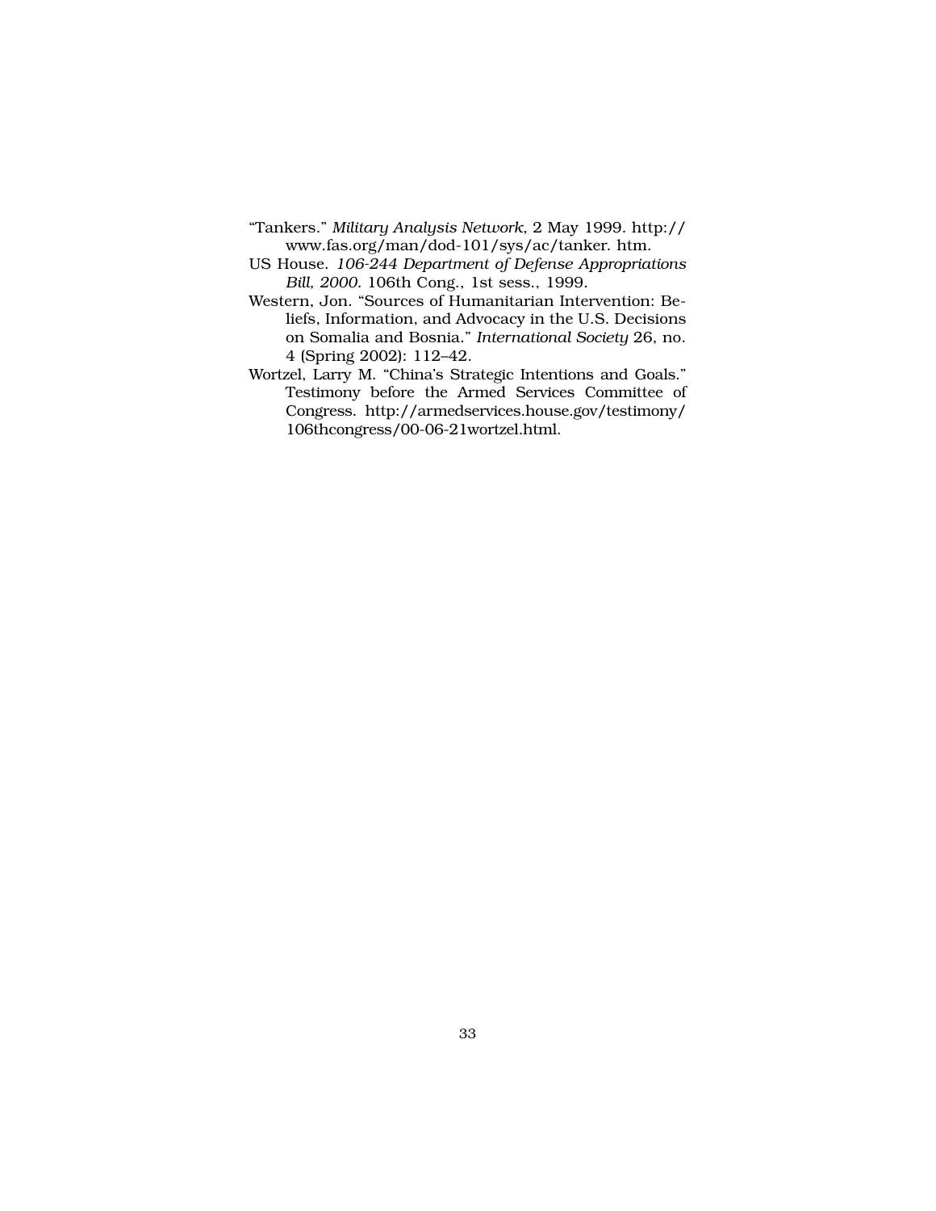"Tankers." *Military Analysis Network*, 2 May 1999. http://www.fas.org/man/dod-101/sys/ac/tanker. htm.

US House. *106-244 Department of Defense Appropriations Bill, 2000.* 106th Cong., 1st sess., 1999.

Western, Jon. "Sources of Humanitarian Intervention: Beliefs, Information, and Advocacy in the U.S. Decisions on Somalia and Bosnia." *International Society* 26, no. 4 (Spring 2002): 112–42.

Wortzel, Larry M. "China's Strategic Intentions and Goals." Testimony before the Armed Services Committee of Congress. http://armedservices.house.gov/testimony/106thcongress/00-06-21wortzel.html.